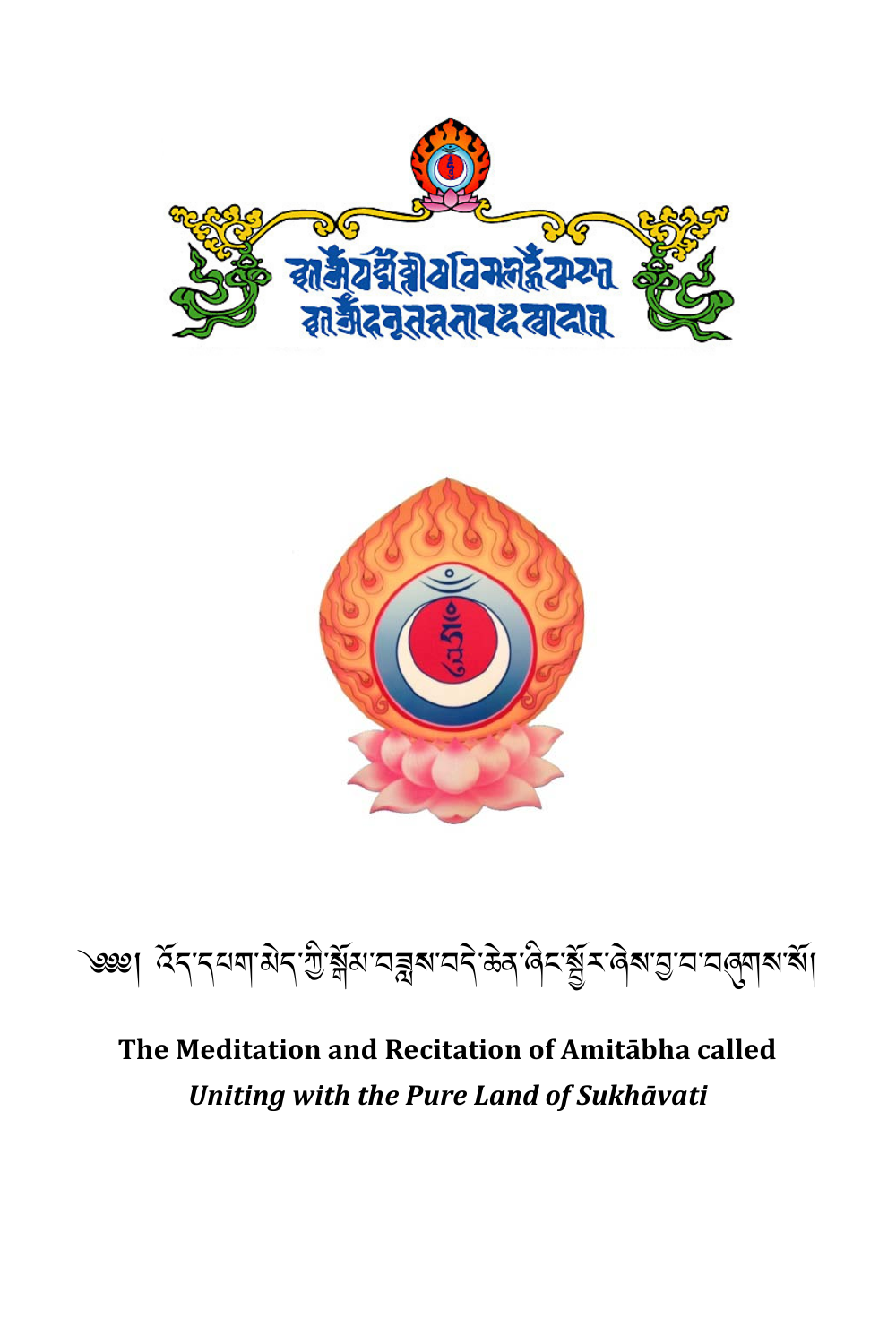༄༅། འོད་དཔག་མེད་ཀྱི་སྒོམ་བཟླས་བདེ་ཆེན་ཞིང་སྦྱོར་ཞེས་བྱ་བ་བཞུགས་སོ།

# The Meditation and Recitation of Amitābha called *Uniting with the Pure Land of Sukhāvati*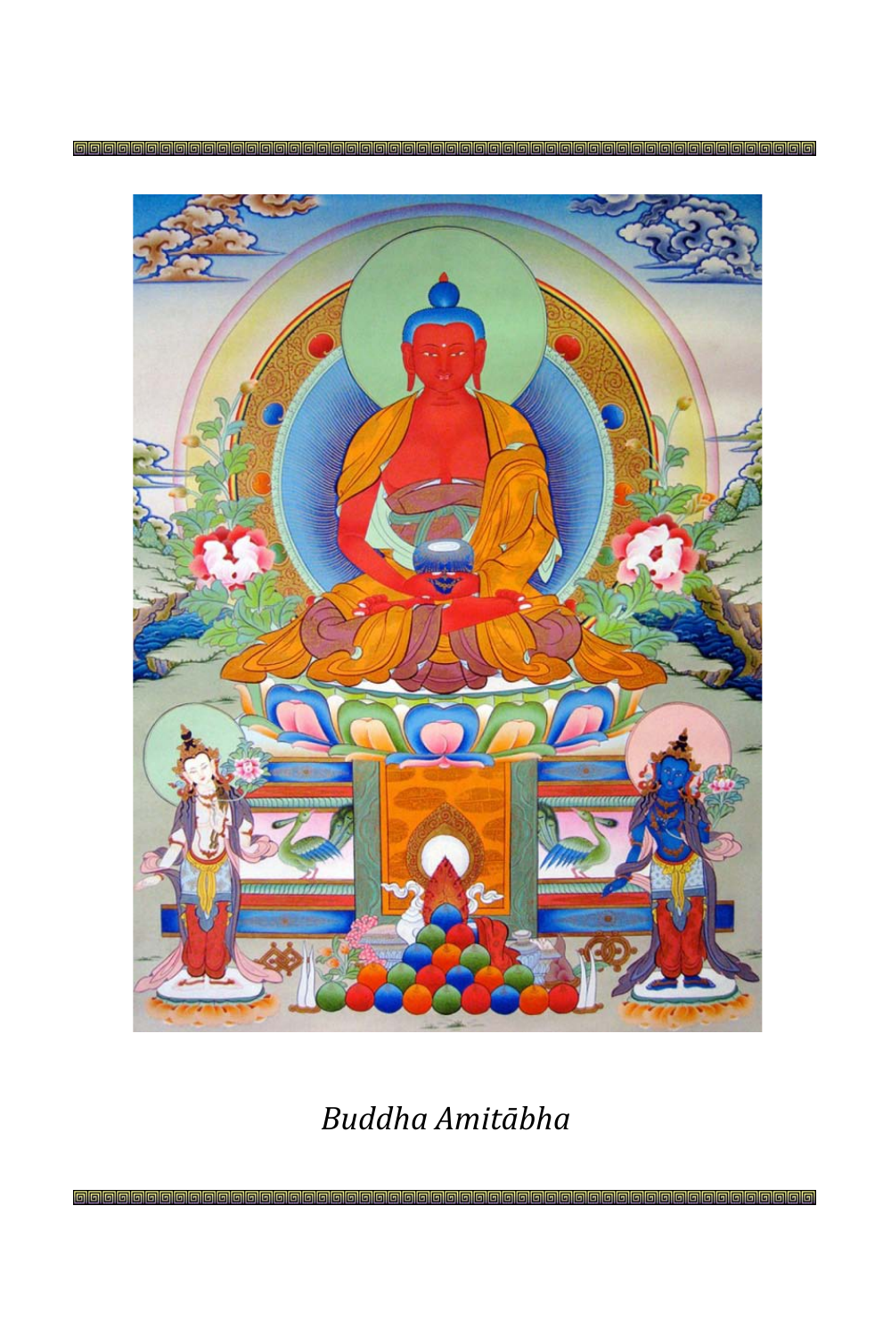*Buddha Amitābha*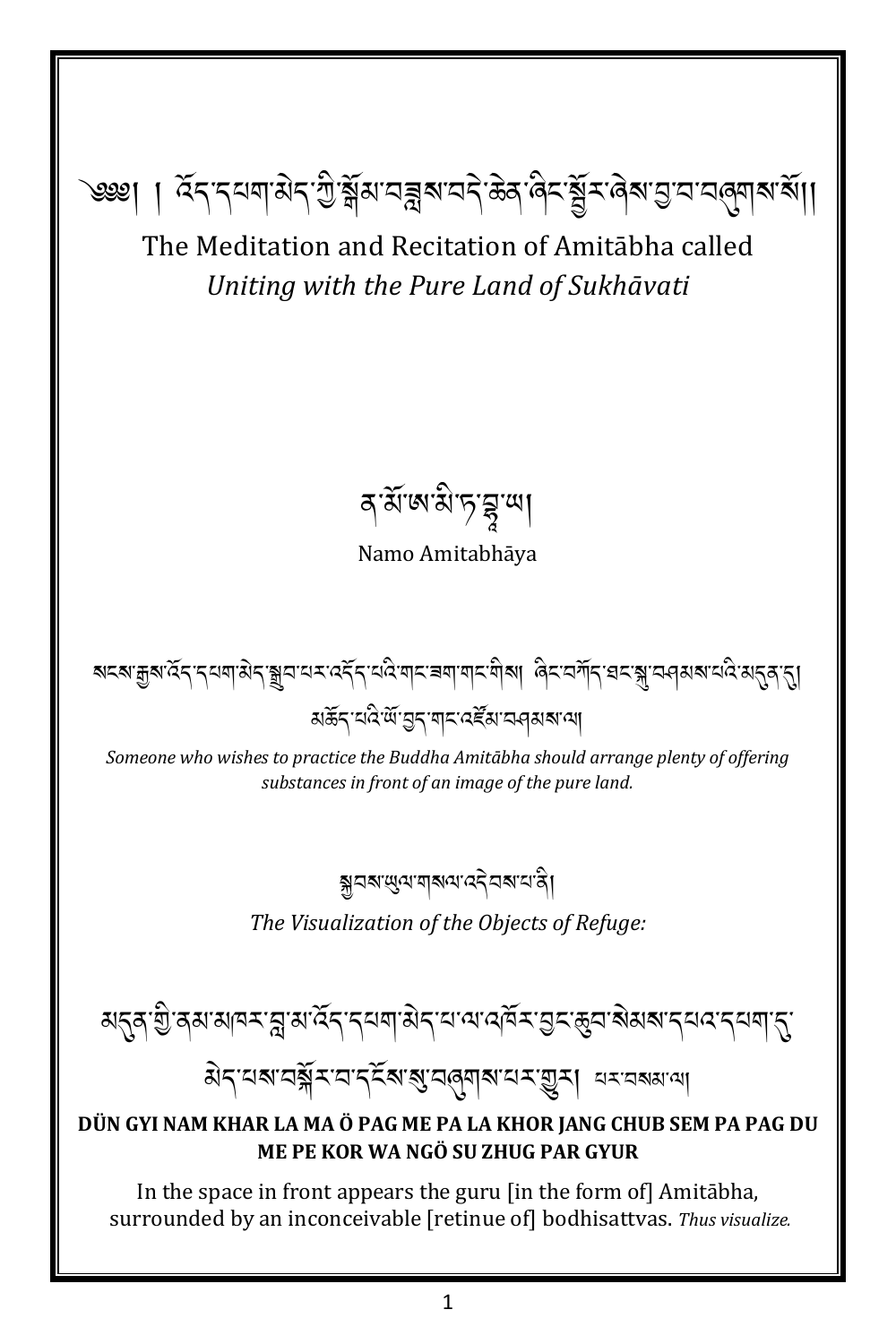༄༅། །འོད་དཔག་མེད་ཀྱི་སྒོམ་བཟླས་བདེ་ཆེན་ཞིང་སྦྱོར་ཞེས་བྱ་བ་བཞུགས་སོ།།

# The Meditation and Recitation of Amitābha called *Uniting with the Pure Land of Sukhāvati*

ན་མོ་ཨ་མི་ཏ་བྷཱ་ཡ།

Namo Amitabhāya

སངས་རྒྱས་འོད་དཔག་མེད་སྒྲུབ་པར་འདོད་པའི་གང་ཟག་གང་གིས། ཞིང་བཀོད་ཐང་སྐུ་བཤམས་པའི་མདུན་དུ། མཆོད་པའི་ཡོ་བྱད་གང་འཛོམ་བཤམས་ལ།

*Someone who wishes to practice the Buddha Amitābha should arrange plenty of offering substances in front of an image of the pure land.*

སྐྱབས་ཡུལ་གསལ་འདེབས་པ་ནི།

*The Visualization of the Objects of Refuge:*

མདུན་གྱི་ནམ་མཁར་བླ་མ་འོད་དཔག་མེད་པ་ལ་འཁོར་བྱང་ཆུབ་སེམས་དཔའ་དཔག་ཏུ་མེད་པས་བསྐོར་བ་དངོས་སུ་བཞུགས་པར་གྱུར། པར་བསམ་ལ།

**DÜN GYI NAM KHAR LA MA Ö PAG ME PA LA KHOR JANG CHUB SEM PA PAG DU ME PE KOR WA NGÖ SU ZHUG PAR GYUR**

In the space in front appears the guru [in the form of] Amitābha, surrounded by an inconceivable [retinue of] bodhisattvas. *Thus visualize.*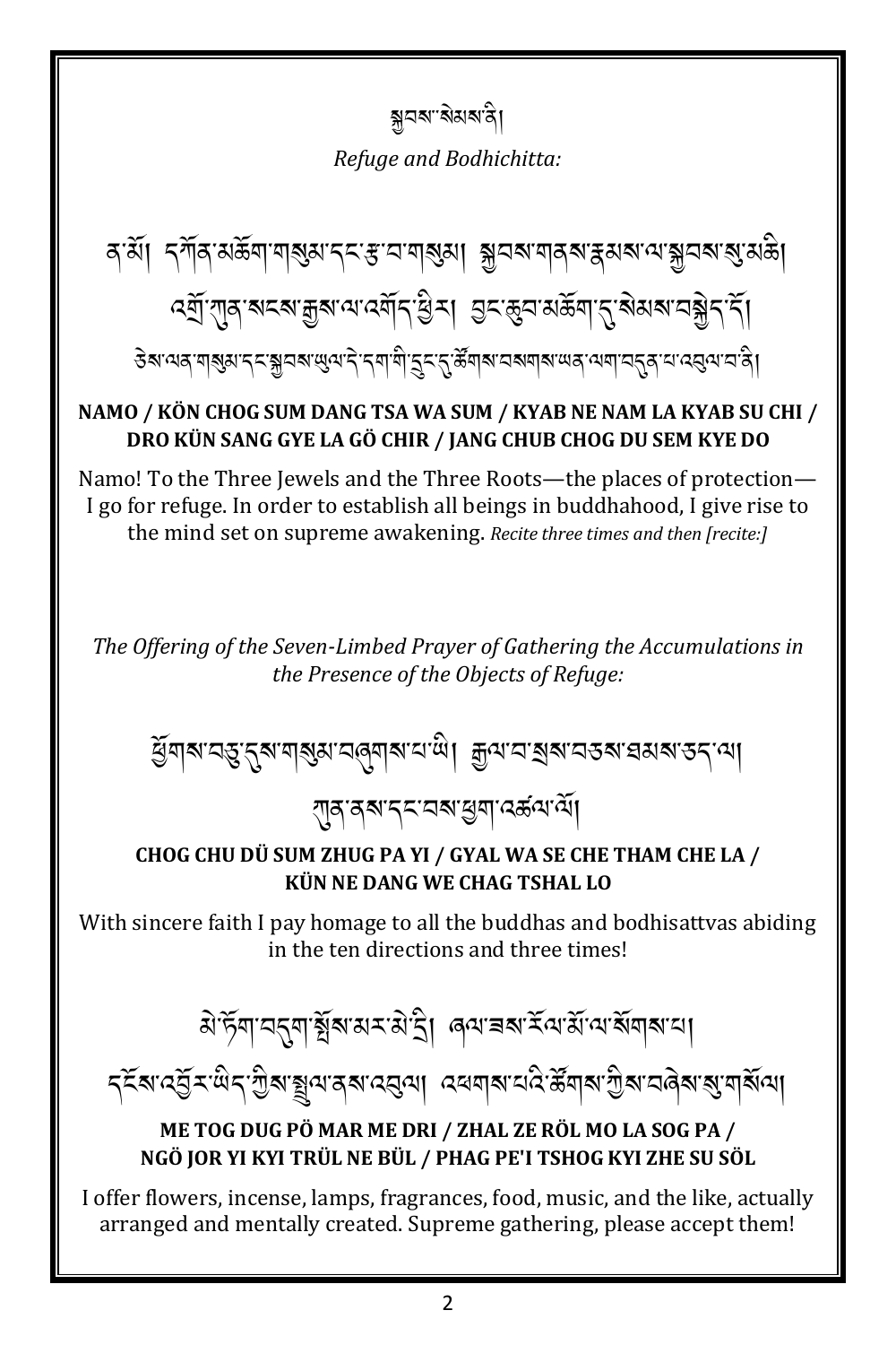སྐྱབས་སེམས་ནི།

*Refuge and Bodhichitta:*

ན་མོ། དཀོན་མཆོག་གསུམ་དང་རྩ་བ་གསུམ། སྐྱབས་གནས་རྣམས་ལ་སྐྱབས་སུ་མཆི།

འགྲོ་ཀུན་སངས་རྒྱས་ལ་འགོད་ཕྱིར། བྱང་ཆུབ་མཆོག་དུ་སེམས་བསྐྱེད་དོ།

ཅེས་ལན་གསུམ་དང་སྐྱབས་ཡུལ་དེ་དག་གི་དྲུང་དུ་ཚོགས་བསགས་ཡན་ལག་བདུན་པ་འབུལ་བ་ནི།

**NAMO / KÖN CHOG SUM DANG TSA WA SUM / KYAB NE NAM LA KYAB SU CHI / DRO KÜN SANG GYE LA GÖ CHIR / JANG CHUB CHOG DU SEM KYE DO**

Namo! To the Three Jewels and the Three Roots—the places of protection—I go for refuge. In order to establish all beings in buddhahood, I give rise to the mind set on supreme awakening. *Recite three times and then [recite:]*

*The Offering of the Seven-Limbed Prayer of Gathering the Accumulations in the Presence of the Objects of Refuge:*

ཕྱོགས་བཅུ་དུས་གསུམ་བཞུགས་པ་ཡི། རྒྱལ་བ་སྲས་བཅས་ཐམས་ཅད་ལ།

ཀུན་ནས་དང་བས་ཕྱག་འཚལ་ལོ།

**CHOG CHU DÜ SUM ZHUG PA YI / GYAL WA SE CHE THAM CHE LA / KÜN NE DANG WE CHAG TSHAL LO**

With sincere faith I pay homage to all the buddhas and bodhisattvas abiding in the ten directions and three times!

མེ་ཏོག་བདུག་སྤོས་མར་མེ་དྲི། ཞལ་ཟས་རོལ་མོ་ལ་སོགས་པ།

དངོས་འབྱོར་ཡིད་ཀྱིས་སྤྲུལ་ནས་འབུལ། འཕགས་པའི་ཚོགས་ཀྱིས་བཞེས་སུ་གསོལ།

**ME TOG DUG PÖ MAR ME DRI / ZHAL ZE RÖL MO LA SOG PA / NGÖ JOR YI KYI TRÜL NE BÜL / PHAG PE'I TSHOG KYI ZHE SU SÖL**

I offer flowers, incense, lamps, fragrances, food, music, and the like, actually arranged and mentally created. Supreme gathering, please accept them!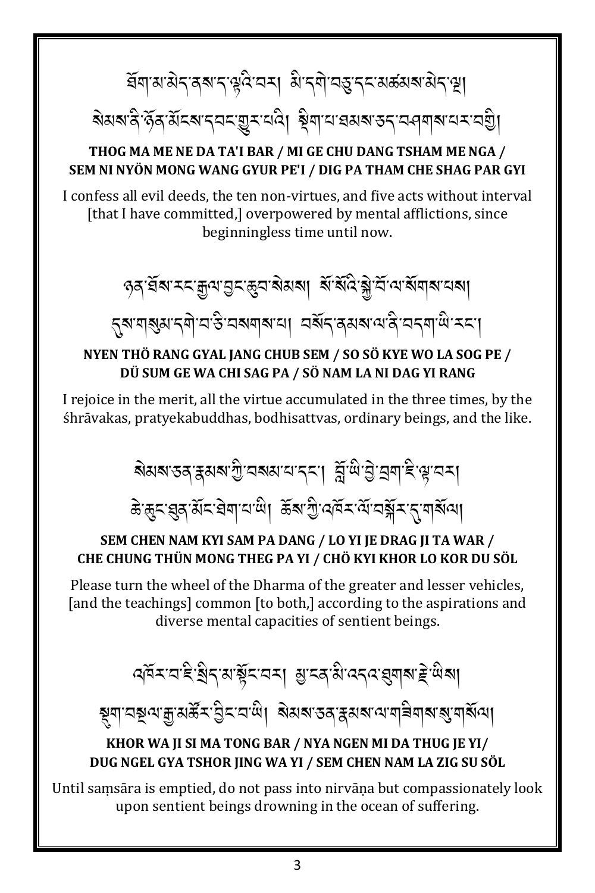ཐོག་མ་མེད་ནས་ད་ལྟའི་བར། མི་དགེ་བཅུ་དང་མཚམས་མེད་ལྔ། སེམས་ནི་ཉོན་མོངས་དབང་གྱུར་པའི། སྡིག་པ་ཐམས་ཅད་བཤགས་པར་བགྱི།

**THOG MA ME NE DA TA'I BAR / MI GE CHU DANG TSHAM ME NGA / SEM NI NYÖN MONG WANG GYUR PE'I / DIG PA THAM CHE SHAG PAR GYI**

I confess all evil deeds, the ten non-virtues, and five acts without interval [that I have committed,] overpowered by mental afflictions, since beginningless time until now.

ཉན་ཐོས་རང་རྒྱལ་བྱང་ཆུབ་སེམས། སོ་སོའི་སྐྱེ་བོ་ལ་སོགས་པས། དུས་གསུམ་དགེ་བ་ཅི་བསགས་པ། བསོད་ནམས་ལ་ནི་བདག་ཡི་རང་།

**NYEN THÖ RANG GYAL JANG CHUB SEM / SO SÖ KYE WO LA SOG PE / DÜ SUM GE WA CHI SAG PA / SÖ NAM LA NI DAG YI RANG**

I rejoice in the merit, all the virtue accumulated in the three times, by the śhrāvakas, pratyekabuddhas, bodhisattvas, ordinary beings, and the like.

སེམས་ཅན་རྣམས་ཀྱི་བསམ་པ་དང་། བློ་ཡི་བྱེ་བྲག་ཇི་ལྟ་བར། ཆེ་ཆུང་ཐུན་མོང་ཐེག་པ་ཡི། ཆོས་ཀྱི་འཁོར་ལོ་བསྐོར་དུ་གསོལ།

**SEM CHEN NAM KYI SAM PA DANG / LO YI JE DRAG JI TA WAR / CHE CHUNG THÜN MONG THEG PA YI / CHÖ KYI KHOR LO KOR DU SÖL**

Please turn the wheel of the Dharma of the greater and lesser vehicles, [and the teachings] common [to both,] according to the aspirations and diverse mental capacities of sentient beings.

འཁོར་བ་ཇི་སྲིད་མ་སྟོང་བར། མྱ་ངན་མི་འདའ་ཐུགས་རྗེ་ཡིས། སྡུག་བསྔལ་རྒྱ་མཚོར་བྱིང་བ་ཡི། སེམས་ཅན་རྣམས་ལ་གཟིགས་སུ་གསོལ།

**KHOR WA JI SI MA TONG BAR / NYA NGEN MI DA THUG JE YI/ DUG NGEL GYA TSHOR JING WA YI / SEM CHEN NAM LA ZIG SU SÖL**

Until saṃsāra is emptied, do not pass into nirvāṇa but compassionately look upon sentient beings drowning in the ocean of suffering.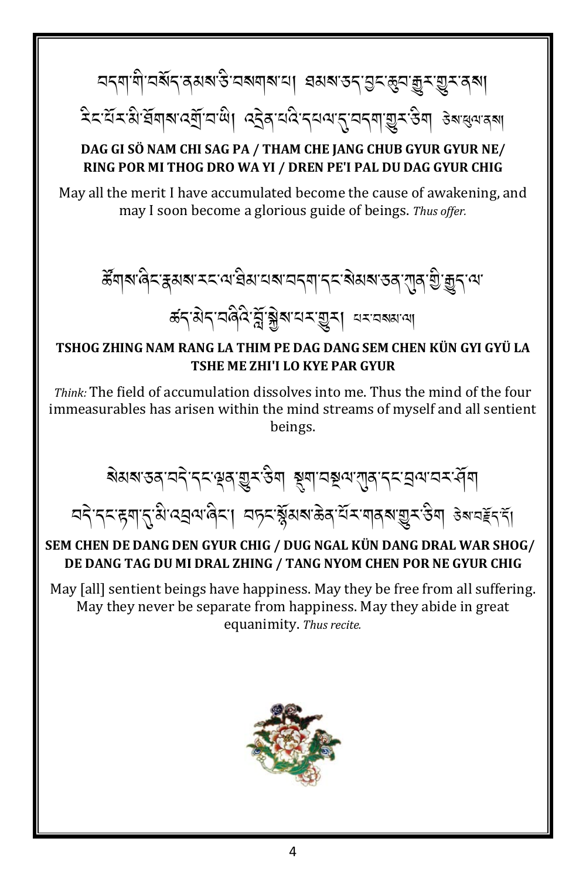བདག་གི་བསོད་ནམས་ཅི་བསགས་པ། ཐམས་ཅད་བྱང་ཆུབ་རྒྱུར་གྱུར་ནས། རིང་པོར་མི་ཐོགས་འགྲོ་བ་ཡི། འདྲེན་པའི་དཔལ་དུ་བདག་གྱུར་ཅིག ཅེས་ཕུལ་ནས།

**DAG GI SÖ NAM CHI SAG PA / THAM CHE JANG CHUB GYUR GYUR NE/ RING POR MI THOG DRO WA YI / DREN PE'I PAL DU DAG GYUR CHIG**

May all the merit I have accumulated become the cause of awakening, and may I soon become a glorious guide of beings. *Thus offer.*

ཚོགས་ཞིང་རྣམས་རང་ལ་ཐིམ་པས་བདག་དང་སེམས་ཅན་ཀུན་གྱི་རྒྱུད་ལ་ཚད་མེད་བཞིའི་བློ་སྐྱེས་པར་གྱུར། པར་བསམ་ལ།

**TSHOG ZHING NAM RANG LA THIM PE DAG DANG SEM CHEN KÜN GYI GYÜ LA TSHE ME ZHI'I LO KYE PAR GYUR**

*Think:* The field of accumulation dissolves into me. Thus the mind of the four immeasurables has arisen within the mind streams of myself and all sentient beings.

སེམས་ཅན་བདེ་དང་ལྡན་གྱུར་ཅིག སྡུག་བསྔལ་ཀུན་དང་བྲལ་བར་ཤོག བདེ་དང་རྟག་དུ་མི་འབྲལ་ཞིང་། བཏང་སྙོམས་ཆེན་པོར་གནས་གྱུར་ཅིག ཅེས་བརྗོད་དོ།

**SEM CHEN DE DANG DEN GYUR CHIG / DUG NGAL KÜN DANG DRAL WAR SHOG/ DE DANG TAG DU MI DRAL ZHING / TANG NYOM CHEN POR NE GYUR CHIG**

May [all] sentient beings have happiness. May they be free from all suffering. May they never be separate from happiness. May they abide in great equanimity. *Thus recite.*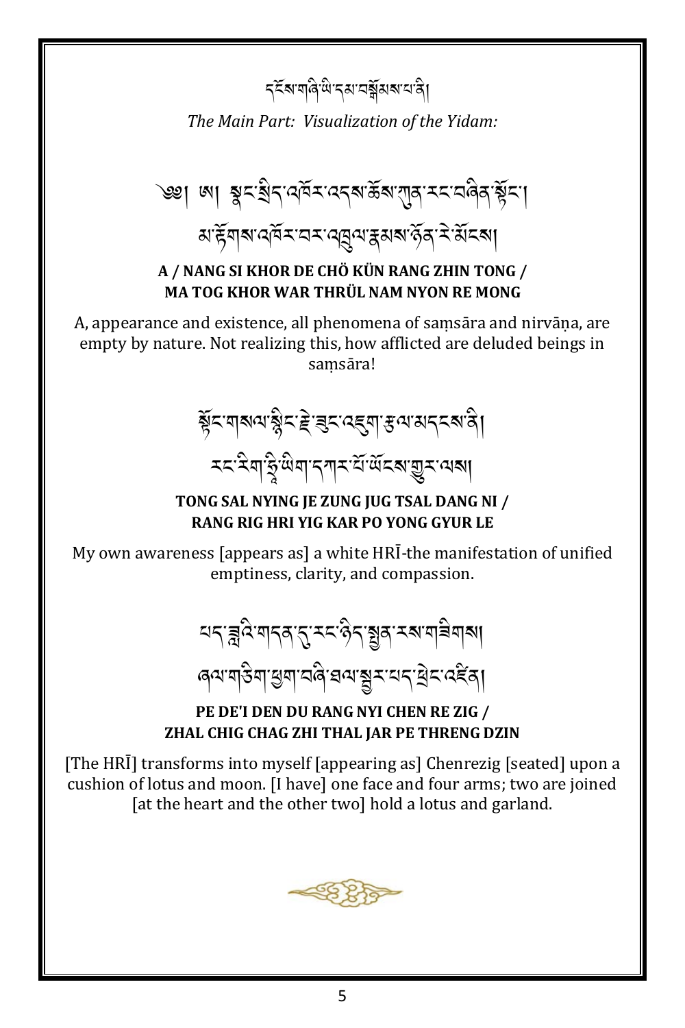དངོས་གཞི་ཡི་དམ་བསྒོམས་པ་ནི།

*The Main Part: Visualization of the Yidam:*

༄༅། ཨ། སྣང་སྲིད་འཁོར་འདས་ཆོས་ཀུན་རང་བཞིན་སྟོང་།
མ་རྟོགས་འཁོར་བར་འཁྲུལ་རྣམས་ཉོན་རེ་མོངས།

**A / NANG SI KHOR DE CHÖ KÜN RANG ZHIN TONG /**
**MA TOG KHOR WAR THRÜL NAM NYON RE MONG**

A, appearance and existence, all phenomena of saṃsāra and nirvāṇa, are empty by nature. Not realizing this, how afflicted are deluded beings in saṃsāra!

སྟོང་གསལ་སྙིང་རྗེ་ཟུང་འཇུག་རྩལ་མདངས་ནི།
རང་རིག་ཧྲཱིཿཡིག་དཀར་པོ་ཡོངས་གྱུར་ལས།

**TONG SAL NYING JE ZUNG JUG TSAL DANG NI /**
**RANG RIG HRI YIG KAR PO YONG GYUR LE**

My own awareness [appears as] a white HRĪ-the manifestation of unified emptiness, clarity, and compassion.

པད་ཟླའི་གདན་དུ་རང་ཉིད་སྤྱན་རས་གཟིགས།
ཞལ་གཅིག་ཕྱག་བཞི་ཐལ་སྦྱར་པད་ཕྲེང་འཛིན།

**PE DE'I DEN DU RANG NYI CHEN RE ZIG /**
**ZHAL CHIG CHAG ZHI THAL JAR PE THRENG DZIN**

[The HRĪ] transforms into myself [appearing as] Chenrezig [seated] upon a cushion of lotus and moon. [I have] one face and four arms; two are joined [at the heart and the other two] hold a lotus and garland.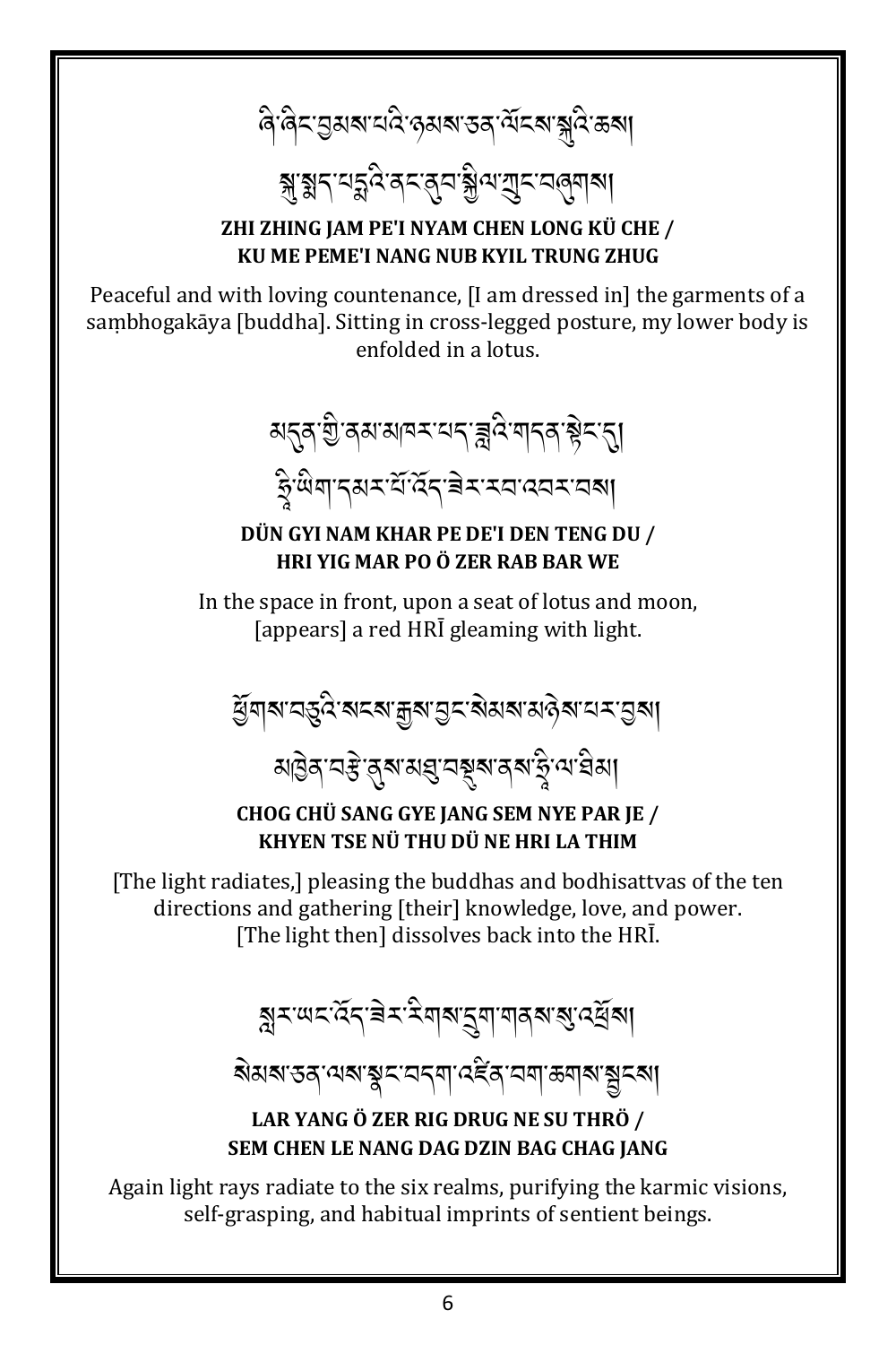ཞི་ཞིང་བྱམས་པའི་ཉམས་ཅན་ལོངས་སྐུའི་ཆས།

སྐུ་སྨད་པདྨའི་ནང་ནུབ་སྐྱིལ་ཀྲུང་བཞུགས།

**ZHI ZHING JAM PE'I NYAM CHEN LONG KÜ CHE /**
**KU ME PEME'I NANG NUB KYIL TRUNG ZHUG**

Peaceful and with loving countenance, [I am dressed in] the garments of a saṃbhogakāya [buddha]. Sitting in cross-legged posture, my lower body is enfolded in a lotus.

མདུན་གྱི་ནམ་མཁར་པད་ཟླའི་གདན་སྟེང་དུ།

ཧྲཱི་ཡིག་དམར་པོ་འོད་ཟེར་རབ་འབར་བས།

**DÜN GYI NAM KHAR PE DE'I DEN TENG DU /**
**HRI YIG MAR PO Ö ZER RAB BAR WE**

In the space in front, upon a seat of lotus and moon,
[appears] a red HRĪ gleaming with light.

ཕྱོགས་བཅུའི་སངས་རྒྱས་བྱང་སེམས་མཉེས་པར་བྱས།

མཁྱེན་བརྩེ་ནུས་མཐུ་བསྡུས་ནས་ཧྲཱི་ལ་ཐིམ།

**CHOG CHÜ SANG GYE JANG SEM NYE PAR JE /**
**KHYEN TSE NÜ THU DÜ NE HRI LA THIM**

[The light radiates,] pleasing the buddhas and bodhisattvas of the ten directions and gathering [their] knowledge, love, and power.
[The light then] dissolves back into the HRĪ.

སླར་ཡང་འོད་ཟེར་རིགས་དྲུག་གནས་སུ་འཕྲོས།

སེམས་ཅན་ལས་སྣང་བདག་འཛིན་བག་ཆགས་སྦྱངས།

**LAR YANG Ö ZER RIG DRUG NE SU THRÖ /**
**SEM CHEN LE NANG DAG DZIN BAG CHAG JANG**

Again light rays radiate to the six realms, purifying the karmic visions, self-grasping, and habitual imprints of sentient beings.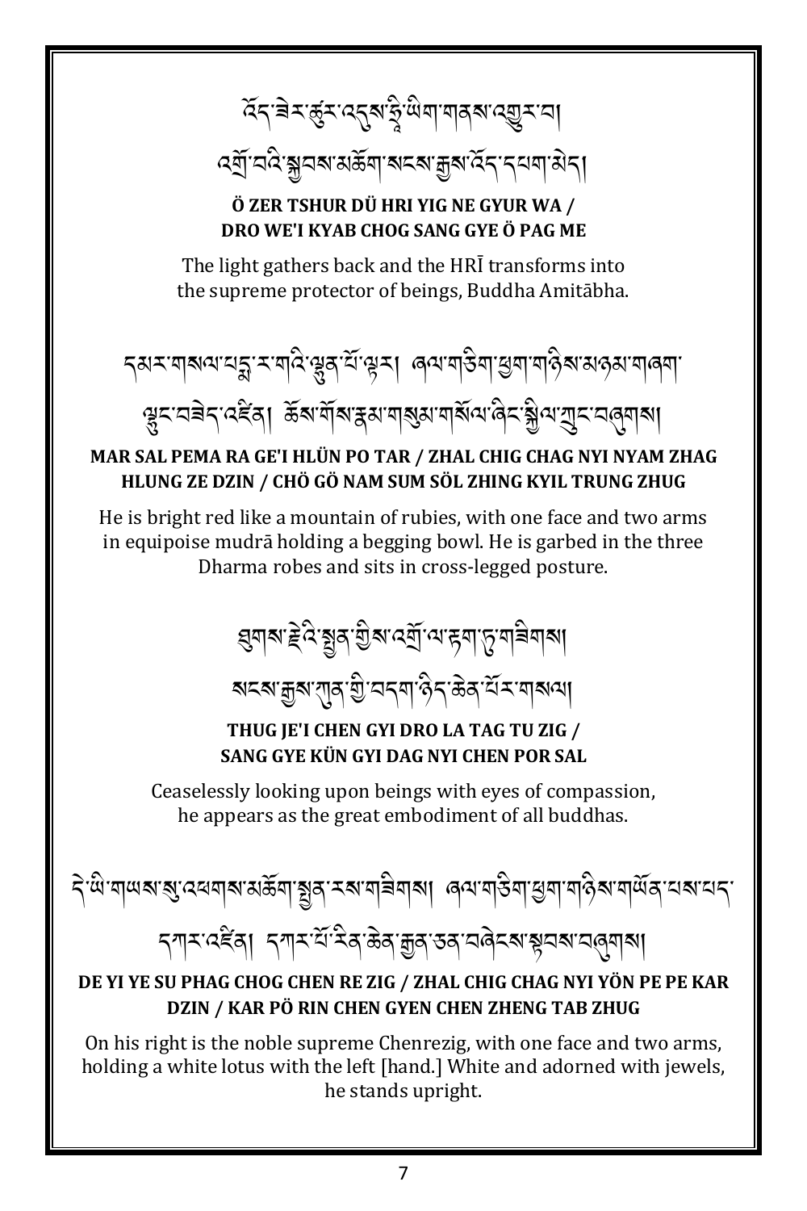འོད་ཟེར་ཚུར་འདུས་ཧྲཱིཿཡིག་གནས་འགྱུར་བ།
འགྲོ་བའི་སྐྱབས་མཆོག་སངས་རྒྱས་འོད་དཔག་མེད།

**Ö ZER TSHUR DÜ HRI YIG NE GYUR WA /**
**DRO WE'I KYAB CHOG SANG GYE Ö PAG ME**

The light gathers back and the HRĪ transforms into the supreme protector of beings, Buddha Amitābha.

དམར་གསལ་པདྨ་ར་གའི་ལྷུན་པོ་ལྟར། ཞལ་གཅིག་ཕྱག་གཉིས་མཉམ་གཞག་ལྷུང་བཟེད་འཛིན། ཆོས་གོས་རྣམ་གསུམ་གསོལ་ཞིང་སྐྱིལ་ཀྲུང་བཞུགས།

**MAR SAL PEMA RA GE'I HLÜN PO TAR / ZHAL CHIG CHAG NYI NYAM ZHAG HLUNG ZE DZIN / CHÖ GÖ NAM SUM SÖL ZHING KYIL TRUNG ZHUG**

He is bright red like a mountain of rubies, with one face and two arms in equipoise mudrā holding a begging bowl. He is garbed in the three Dharma robes and sits in cross-legged posture.

ཐུགས་རྗེའི་སྤྱན་གྱིས་འགྲོ་ལ་རྟག་ཏུ་གཟིགས།
སངས་རྒྱས་ཀུན་གྱི་བདག་ཉིད་ཆེན་པོར་གསལ།

**THUG JE'I CHEN GYI DRO LA TAG TU ZIG /**
**SANG GYE KÜN GYI DAG NYI CHEN POR SAL**

Ceaselessly looking upon beings with eyes of compassion, he appears as the great embodiment of all buddhas.

དེ་ཡི་གཡས་སུ་འཕགས་མཆོག་སྤྱན་རས་གཟིགས། ཞལ་གཅིག་ཕྱག་གཉིས་གཡོན་པས་པད་དཀར་འཛིན། དཀར་པོ་རིན་ཆེན་རྒྱན་ཅན་བཞེངས་སྟབས་བཞུགས།

**DE YI YE SU PHAG CHOG CHEN RE ZIG / ZHAL CHIG CHAG NYI YÖN PE PE KAR DZIN / KAR PÖ RIN CHEN GYEN CHEN ZHENG TAB ZHUG**

On his right is the noble supreme Chenrezig, with one face and two arms, holding a white lotus with the left [hand.] White and adorned with jewels, he stands upright.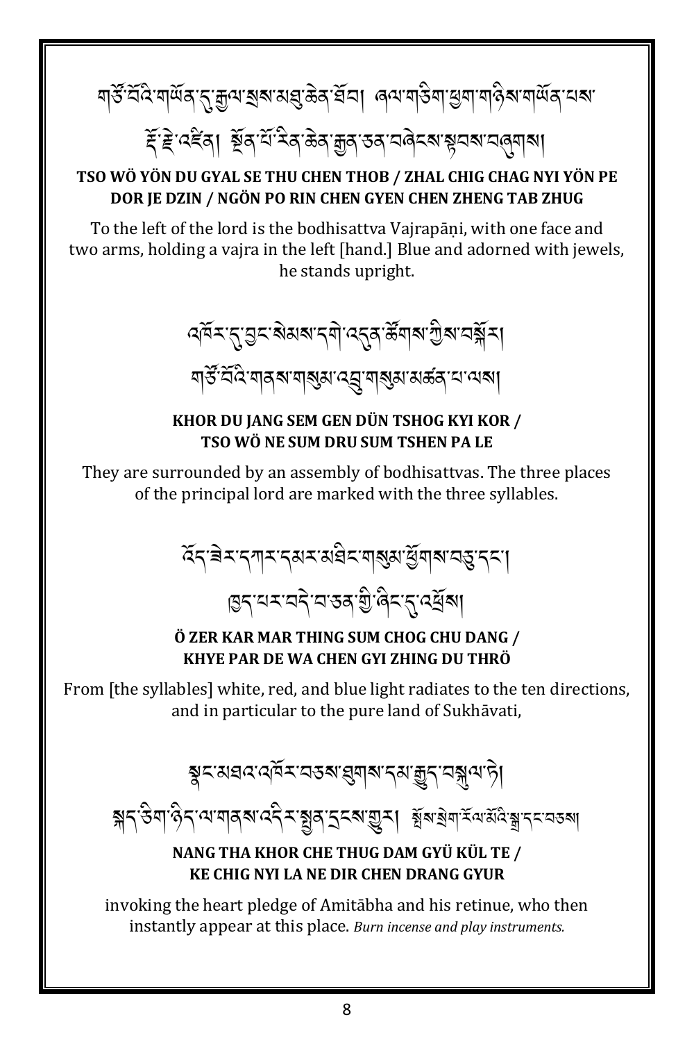གཙོ་བོའི་གཡོན་དུ་རྒྱལ་སྲས་མཐུ་ཆེན་ཐོབ། ཞལ་གཅིག་ཕྱག་གཉིས་གཡོན་པས་རྡོ་རྗེ་འཛིན། སྔོན་པོ་རིན་ཆེན་རྒྱན་ཅན་བཞེངས་སྟབས་བཞུགས།

**TSO WÖ YÖN DU GYAL SE THU CHEN THOB / ZHAL CHIG CHAG NYI YÖN PE DOR JE DZIN / NGÖN PO RIN CHEN GYEN CHEN ZHENG TAB ZHUG**

To the left of the lord is the bodhisattva Vajrapāṇi, with one face and two arms, holding a vajra in the left [hand.] Blue and adorned with jewels, he stands upright.

འཁོར་དུ་བྱང་སེམས་དགེ་འདུན་ཚོགས་ཀྱིས་བསྐོར། གཙོ་བོའི་གནས་གསུམ་འབྲུ་གསུམ་མཚན་པ་ལས།

**KHOR DU JANG SEM GEN DÜN TSHOG KYI KOR / TSO WÖ NE SUM DRU SUM TSHEN PA LE**

They are surrounded by an assembly of bodhisattvas. The three places of the principal lord are marked with the three syllables.

འོད་ཟེར་དཀར་དམར་མཐིང་གསུམ་ཕྱོགས་བཅུ་དང་། ཁྱད་པར་བདེ་བ་ཅན་གྱི་ཞིང་དུ་འཕྲོས།

**Ö ZER KAR MAR THING SUM CHOG CHU DANG / KHYE PAR DE WA CHEN GYI ZHING DU THRÖ**

From [the syllables] white, red, and blue light radiates to the ten directions, and in particular to the pure land of Sukhāvati,

སྣང་མཐའ་འཁོར་བཅས་ཐུགས་དམ་རྒྱུད་བསྐུལ་ཏེ། སྐད་ཅིག་ཉིད་ལ་གནས་འདིར་སྤྱན་དྲངས་གྱུར། སྤོས་སྣེག་རོལ་མོའི་སྒྲ་དང་བཅས།

**NANG THA KHOR CHE THUG DAM GYÜ KÜL TE / KE CHIG NYI LA NE DIR CHEN DRANG GYUR**

invoking the heart pledge of Amitābha and his retinue, who then instantly appear at this place. *Burn incense and play instruments.*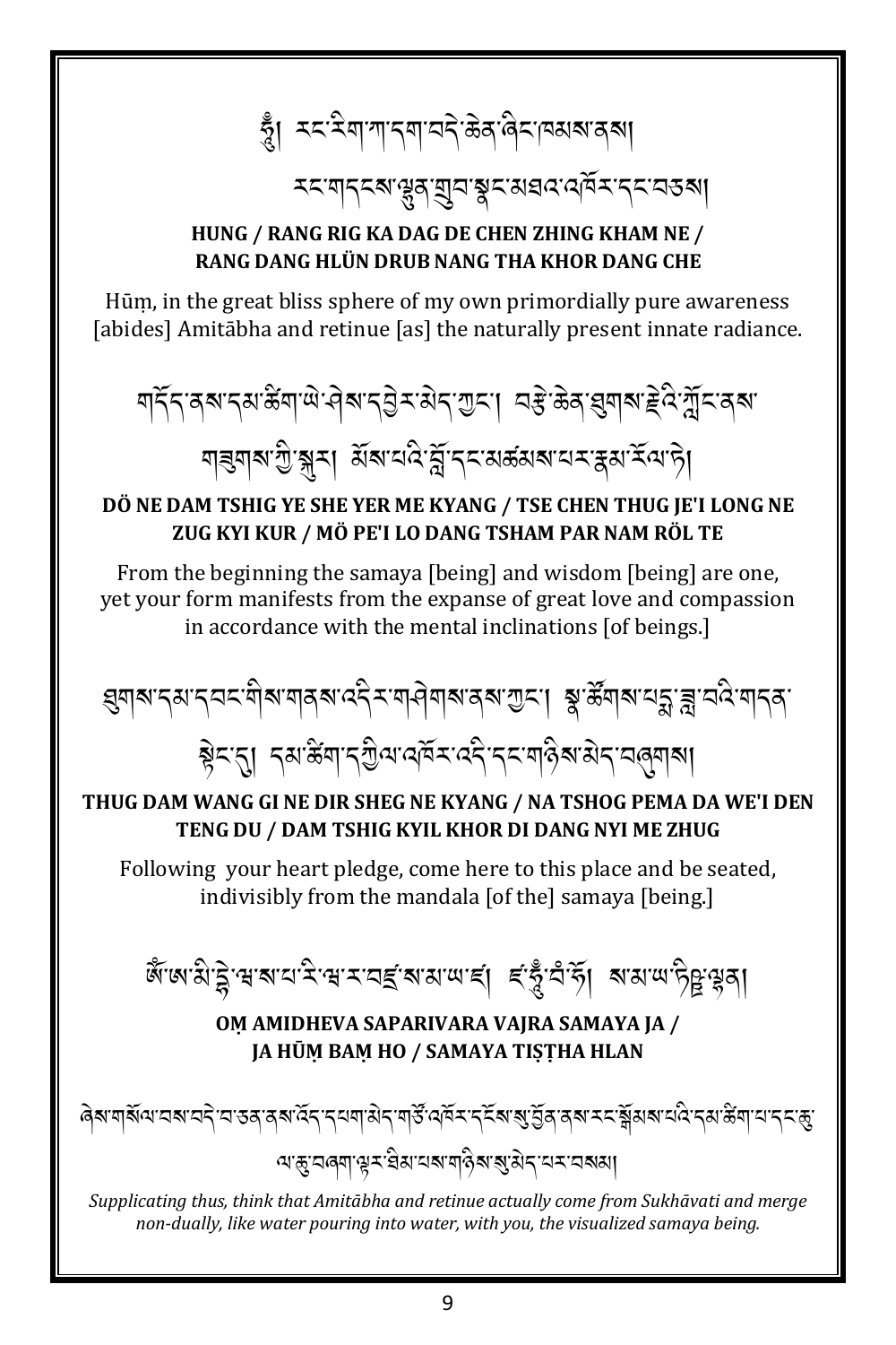ཧཱུྃ། རང་རིག་ཀ་དག་བདེ་ཆེན་ཞིང་ཁམས་ནས། རང་གདངས་ལྷུན་གྲུབ་སྣང་མཐའ་འཁོར་དང་བཅས།

**HUNG / RANG RIG KA DAG DE CHEN ZHING KHAM NE / RANG DANG HLÜN DRUB NANG THA KHOR DANG CHE**

Hūṃ, in the great bliss sphere of my own primordially pure awareness [abides] Amitābha and retinue [as] the naturally present innate radiance.

གདོད་ནས་དམ་ཚིག་ཡེ་ཤེས་དབྱེར་མེད་ཀྱང་། བརྩེ་ཆེན་ཐུགས་རྗེའི་ཀློང་ནས་གཟུགས་ཀྱི་སྐུར། མོས་པའི་བློ་དང་མཚམས་པར་རྣམ་རོལ་ཏེ།

**DÖ NE DAM TSHIG YE SHE YER ME KYANG / TSE CHEN THUG JE'I LONG NE ZUG KYI KUR / MÖ PE'I LO DANG TSHAM PAR NAM RÖL TE**

From the beginning the samaya [being] and wisdom [being] are one, yet your form manifests from the expanse of great love and compassion in accordance with the mental inclinations [of beings.]

ཐུགས་དམ་དབང་གིས་གནས་འདིར་གཤེགས་ནས་ཀྱང་། སྣ་ཚོགས་པདྨ་ཟླ་བའི་གདན་སྟེང་དུ། དམ་ཚིག་དཀྱིལ་འཁོར་འདི་དང་གཉིས་མེད་བཞུགས།

**THUG DAM WANG GI NE DIR SHEG NE KYANG / NA TSHOG PEMA DA WE'I DEN TENG DU / DAM TSHIG KYIL KHOR DI DANG NYI ME ZHUG**

Following your heart pledge, come here to this place and be seated, indivisibly from the mandala [of the] samaya [being.]

ཨོཾ་ཨ་མི་དྷེ་ཝ་ས་པ་རི་ཝཱ་ར་བཛྲ་ས་མ་ཡ་ཛཿ ཛཿཧཱུྃ་བཾ་ཧོཿ ས་མ་ཡ་ཏིཥྛ་ལྷན།

**OṂ AMIDHEVA SAPARIVARA VAJRA SAMAYA JA / JA HŪṂ BAṂ HO / SAMAYA TIṢṬHA HLAN**

ཞེས་གསོལ་བས་བདེ་བ་ཅན་ནས་འོད་དཔག་མེད་གཙོ་འཁོར་དངོས་སུ་བྱོན་ནས་རང་སྒོམས་པའི་དམ་ཚིག་པ་དང་ཆུ་ལ་ཆུ་བཞག་ལྟར་ཐིམ་པས་གཉིས་སུ་མེད་པར་བསམ།

*Supplicating thus, think that Amitābha and retinue actually come from Sukhāvati and merge non-dually, like water pouring into water, with you, the visualized samaya being.*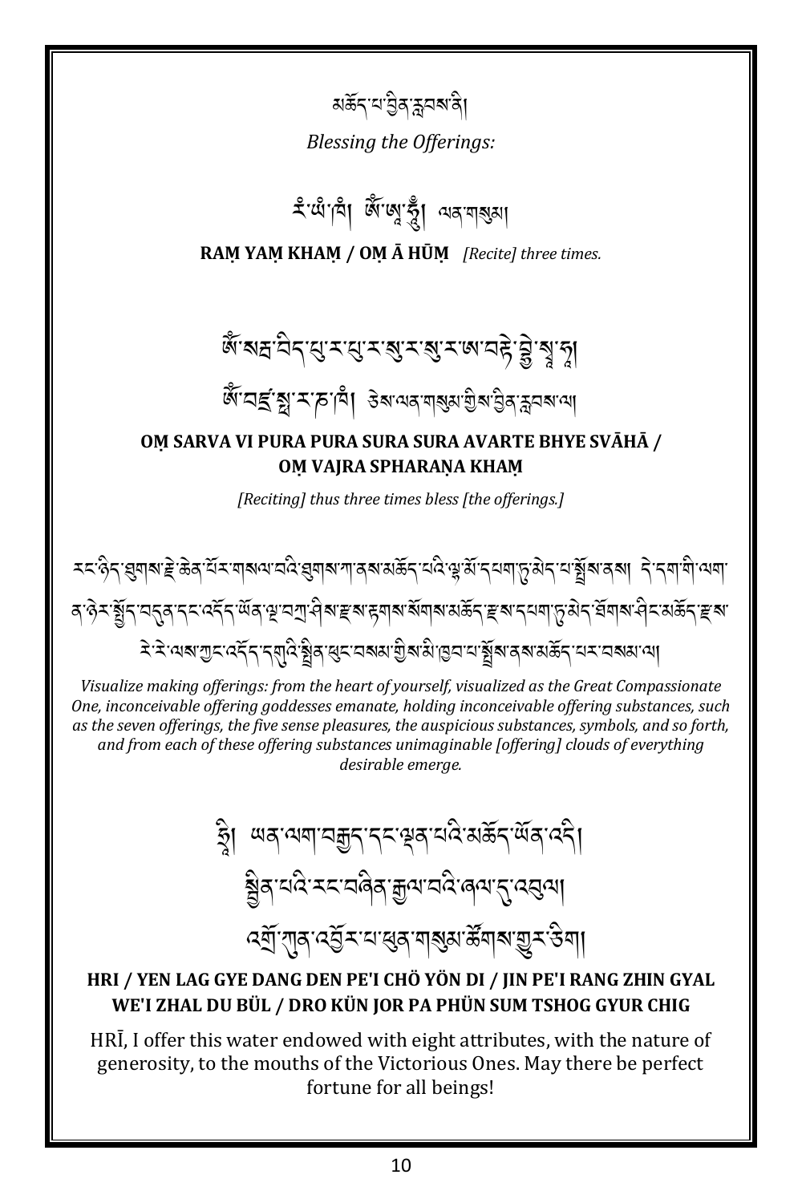མཆོད་པ་བྱིན་རླབས་ནི།

*Blessing the Offerings:*

རཾ་ཡཾ་ཁཾ། ཨོཾ་ཨཱ་ཧཱུྃ། ལན་གསུམ།

**RAṂ YAṂ KHAṂ / OṂ Ā HŪṂ** *[Recite] three times.*

ཨོཾ་སརྦ་བིད་པུ་ར་པུ་ར་སུ་ར་སུ་ར་ཨ་བརྟེ་བྷྱེ་སྭཱ་ཧཱ།

ཨོཾ་བཛྲ་སྥ་ར་ཎ་ཁཾ། ཅེས་ལན་གསུམ་གྱིས་བྱིན་རླབས་ལ།

**OṂ SARVA VI PURA PURA SURA SURA AVARTE BHYE SVĀHĀ / OṂ VAJRA SPHARAṆA KHAṂ**

*[Reciting] thus three times bless [the offerings.]*

རང་ཉིད་ཐུགས་རྗེ་ཆེན་པོར་གསལ་བའི་ཐུགས་ཀ་ནས་མཆོད་པའི་ལྷ་མོ་དཔག་ཏུ་མེད་པ་སྤྲོས་ནས། དེ་དག་གི་ལག་ན་ཉེར་སྤྱོད་བདུན་དང་འདོད་ཡོན་ལྔ་བཀྲ་ཤིས་རྫས་རྟགས་སོགས་མཆོད་རྫས་དཔག་ཏུ་མེད་ཐོགས་ཤིང་མཆོད་རྫས་རེ་རེ་ལས་ཀུང་འདོད་དགུའི་སྤྲིན་ཕུང་བསམ་གྱིས་མི་ཁྱབ་པ་སྤྲོས་ནས་མཆོད་པར་བསམ་ལ།

*Visualize making offerings: from the heart of yourself, visualized as the Great Compassionate One, inconceivable offering goddesses emanate, holding inconceivable offering substances, such as the seven offerings, the five sense pleasures, the auspicious substances, symbols, and so forth, and from each of these offering substances unimaginable [offering] clouds of everything desirable emerge.*

ཧྲཱི། ཡན་ལག་བརྒྱད་དང་ལྡན་པའི་མཆོད་ཡོན་འདི།

སྦྱིན་པའི་རང་བཞིན་རྒྱལ་བའི་ཞལ་དུ་འབུལ།

འགྲོ་ཀུན་འབྱོར་པ་ཕུན་སུམ་ཚོགས་གྱུར་ཅིག།

**HRI / YEN LAG GYE DANG DEN PE'I CHÖ YÖN DI / JIN PE'I RANG ZHIN GYAL WE'I ZHAL DU BÜL / DRO KÜN JOR PA PHÜN SUM TSHOG GYUR CHIG**

HRĪ, I offer this water endowed with eight attributes, with the nature of generosity, to the mouths of the Victorious Ones. May there be perfect fortune for all beings!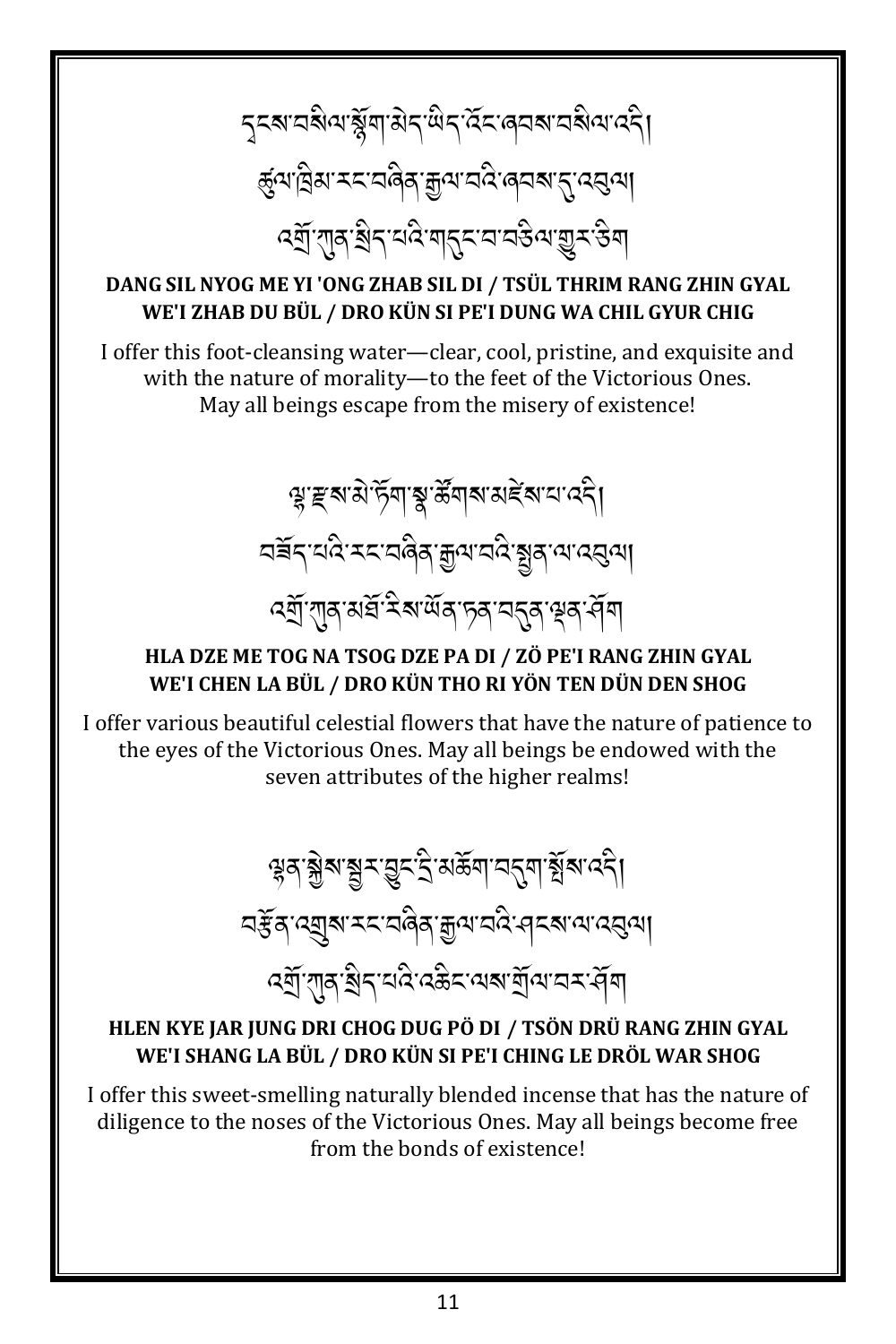དྭངས་བསིལ་སྙོག་མེད་ཡིད་འོང་ཞབས་བསིལ་འདི། །
ཚུལ་ཁྲིམས་རང་བཞིན་རྒྱལ་བའི་ཞབས་དུ་འབུལ། །
འགྲོ་ཀུན་སྲིད་པའི་གདུང་བ་བཅིལ་གྱུར་ཅིག

**DANG SIL NYOG ME YI 'ONG ZHAB SIL DI / TSÜL THRIM RANG ZHIN GYAL WE'I ZHAB DU BÜL / DRO KÜN SI PE'I DUNG WA CHIL GYUR CHIG**

I offer this foot-cleansing water—clear, cool, pristine, and exquisite and with the nature of morality—to the feet of the Victorious Ones.
May all beings escape from the misery of existence!

ལྷ་རྫས་མེ་ཏོག་སྣ་ཚོགས་མཛེས་པ་འདི། །
བཟོད་པའི་རང་བཞིན་རྒྱལ་བའི་སྤྱན་ལ་འབུལ། །
འགྲོ་ཀུན་མཐོ་རིས་ཡོན་ཏན་བདུན་ལྡན་ཤོག

**HLA DZE ME TOG NA TSOG DZE PA DI / ZÖ PE'I RANG ZHIN GYAL WE'I CHEN LA BÜL / DRO KÜN THO RI YÖN TEN DÜN DEN SHOG**

I offer various beautiful celestial flowers that have the nature of patience to the eyes of the Victorious Ones. May all beings be endowed with the seven attributes of the higher realms!

ལྷན་སྐྱེས་སྦྱར་བྱུང་དྲི་མཆོག་བདུག་སྤོས་འདི། །
བརྩོན་འགྲུས་རང་བཞིན་རྒྱལ་བའི་ཤངས་ལ་འབུལ། །
འགྲོ་ཀུན་སྲིད་པའི་འཆིང་ལས་གྲོལ་བར་ཤོག

**HLEN KYE JAR JUNG DRI CHOG DUG PÖ DI / TSÖN DRÜ RANG ZHIN GYAL WE'I SHANG LA BÜL / DRO KÜN SI PE'I CHING LE DRÖL WAR SHOG**

I offer this sweet-smelling naturally blended incense that has the nature of diligence to the noses of the Victorious Ones. May all beings become free from the bonds of existence!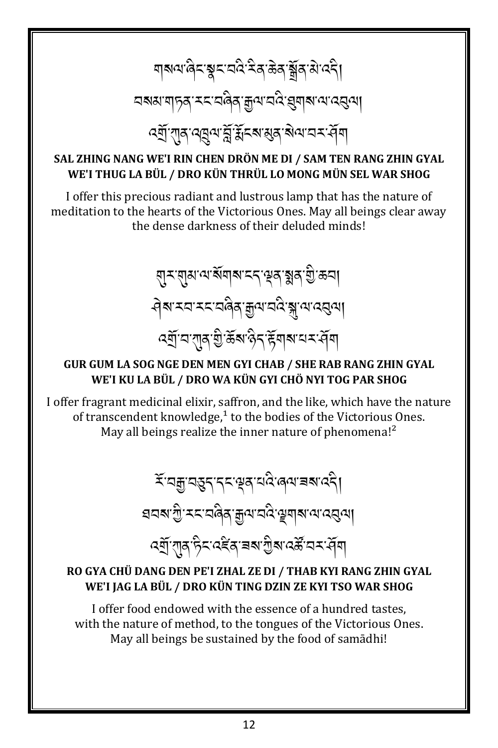གསལ་ཞིང་སྣང་བའི་རིན་ཆེན་སྒྲོན་མེ་འདི། །
བསམ་གཏན་རང་བཞིན་རྒྱལ་བའི་ཐུགས་ལ་འབུལ། །
འགྲོ་ཀུན་འཁྲུལ་བློ་རྨོངས་མུན་སེལ་བར་ཤོག །

**SAL ZHING NANG WE'I RIN CHEN DRÖN ME DI / SAM TEN RANG ZHIN GYAL WE'I THUG LA BÜL / DRO KÜN THRÜL LO MONG MÜN SEL WAR SHOG**

I offer this precious radiant and lustrous lamp that has the nature of meditation to the hearts of the Victorious Ones. May all beings clear away the dense darkness of their deluded minds!

གུར་གུམ་ལ་སོགས་ངད་ལྡན་སྨན་གྱི་ཆབ། །
ཤེས་རབ་རང་བཞིན་རྒྱལ་བའི་སྐུ་ལ་འབུལ། །
འགྲོ་བ་ཀུན་གྱི་ཆོས་ཉིད་རྟོགས་པར་ཤོག །

**GUR GUM LA SOG NGE DEN MEN GYI CHAB / SHE RAB RANG ZHIN GYAL WE'I KU LA BÜL / DRO WA KÜN GYI CHÖ NYI TOG PAR SHOG**

I offer fragrant medicinal elixir, saffron, and the like, which have the nature of transcendent knowledge,[1] to the bodies of the Victorious Ones. May all beings realize the inner nature of phenomena![2]

རོ་བརྒྱ་བཅུད་དང་ལྡན་པའི་ཞལ་ཟས་འདི། །
ཐབས་ཀྱི་རང་བཞིན་རྒྱལ་བའི་ལྗགས་ལ་འབུལ། །
འགྲོ་ཀུན་ཏིང་འཛིན་ཟས་ཀྱིས་འཚོ་བར་ཤོག །

**RO GYA CHÜ DANG DEN PE'I ZHAL ZE DI / THAB KYI RANG ZHIN GYAL WE'I JAG LA BÜL / DRO KÜN TING DZIN ZE KYI TSO WAR SHOG**

I offer food endowed with the essence of a hundred tastes, with the nature of method, to the tongues of the Victorious Ones. May all beings be sustained by the food of samādhi!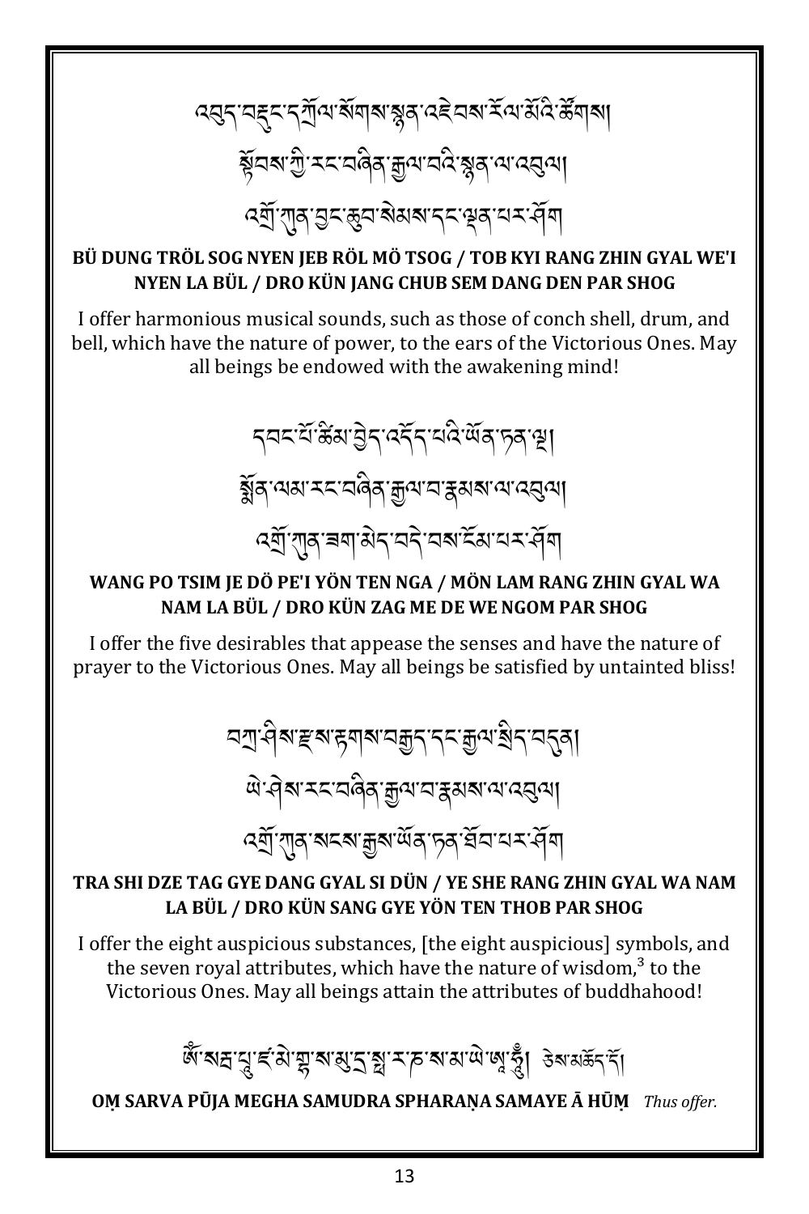འབུད་བརྡུང་དཀྲོལ་སོགས་སྙན་འཇེབས་རོལ་མོའི་ཚོགས།

སྟོབས་ཀྱི་རང་བཞིན་རྒྱལ་བའི་སྙན་ལ་འབུལ།

འགྲོ་ཀུན་བྱང་ཆུབ་སེམས་དང་ལྡན་པར་ཤོག

**BÜ DUNG TRÖL SOG NYEN JEB RÖL MÖ TSOG / TOB KYI RANG ZHIN GYAL WE'I NYEN LA BÜL / DRO KÜN JANG CHUB SEM DANG DEN PAR SHOG**

I offer harmonious musical sounds, such as those of conch shell, drum, and bell, which have the nature of power, to the ears of the Victorious Ones. May all beings be endowed with the awakening mind!

དབང་པོ་ཚིམ་བྱེད་འདོད་པའི་ཡོན་ཏན་ལྔ།

སྨོན་ལམ་རང་བཞིན་རྒྱལ་བ་རྣམས་ལ་འབུལ།

འགྲོ་ཀུན་ཟག་མེད་བདེ་བས་ངོམས་པར་ཤོག

**WANG PO TSIM JE DÖ PE'I YÖN TEN NGA / MÖN LAM RANG ZHIN GYAL WA NAM LA BÜL / DRO KÜN ZAG ME DE WE NGOM PAR SHOG**

I offer the five desirables that appease the senses and have the nature of prayer to the Victorious Ones. May all beings be satisfied by untainted bliss!

བཀྲ་ཤིས་རྫས་རྟགས་བརྒྱད་དང་རྒྱལ་སྲིད་བདུན།

ཡེ་ཤེས་རང་བཞིན་རྒྱལ་བ་རྣམས་ལ་འབུལ།

འགྲོ་ཀུན་སངས་རྒྱས་ཡོན་ཏན་ཐོབ་པར་ཤོག

**TRA SHI DZE TAG GYE DANG GYAL SI DÜN / YE SHE RANG ZHIN GYAL WA NAM LA BÜL / DRO KÜN SANG GYE YÖN TEN THOB PAR SHOG**

I offer the eight auspicious substances, [the eight auspicious] symbols, and the seven royal attributes, which have the nature of wisdom,[3] to the Victorious Ones. May all beings attain the attributes of buddhahood!

ཨོཾ་སརྦ་པཱུ་ཛ་མེ་གྷ་ས་མུ་དྲ་སྤ་ར་ཎ་ས་མ་ཡེ་ཨཱ་ཧཱུཾ། ཅེས་མཆོད་དོ།

**OṂ SARVA PŪJA MEGHA SAMUDRA SPHARAṆA SAMAYE Ā HŪṂ** *Thus offer.*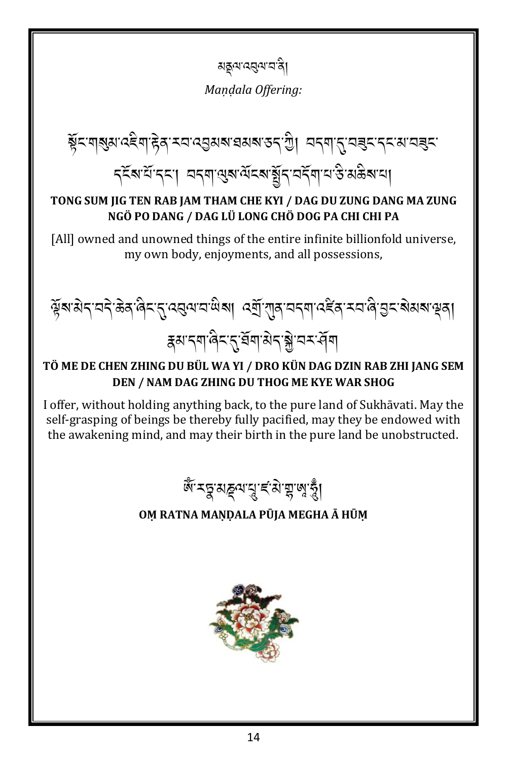མཎྜལ་འབུལ་བ་ནི།

*Maṇḍala Offering:*

སྟོང་གསུམ་འཇིག་རྟེན་རབ་འབྱམས་ཐམས་ཅད་ཀྱི། བདག་དུ་བཟུང་དང་མ་བཟུང་དངོས་པོ་དང་། བདག་ལུས་ལོངས་སྤྱོད་བདོག་པ་ཅི་མཆིས་པ།

**TONG SUM JIG TEN RAB JAM THAM CHE KYI / DAG DU ZUNG DANG MA ZUNG NGÖ PO DANG / DAG LÜ LONG CHÖ DOG PA CHI CHI PA**

[All] owned and unowned things of the entire infinite billionfold universe, my own body, enjoyments, and all possessions,

ལྟོས་མེད་བདེ་ཆེན་ཞིང་དུ་འབུལ་བ་ཡིས། འགྲོ་ཀུན་བདག་འཛིན་རབ་ཞི་བྱང་སེམས་ལྡན། རྣམ་དག་ཞིང་དུ་ཐོག་མེད་སྐྱེ་བར་ཤོག

**TÖ ME DE CHEN ZHING DU BÜL WA YI / DRO KÜN DAG DZIN RAB ZHI JANG SEM DEN / NAM DAG ZHING DU THOG ME KYE WAR SHOG**

I offer, without holding anything back, to the pure land of Sukhāvati. May the self-grasping of beings be thereby fully pacified, may they be endowed with the awakening mind, and may their birth in the pure land be unobstructed.

ཨོཾ་རཏྣ་མཎྜལ་པཱུ་ཛ་མེ་གྷ་ཨཱ་ཧཱུྃ།

**OṂ RATNA MAṆḌALA PŪJA MEGHA Ā HŪṂ**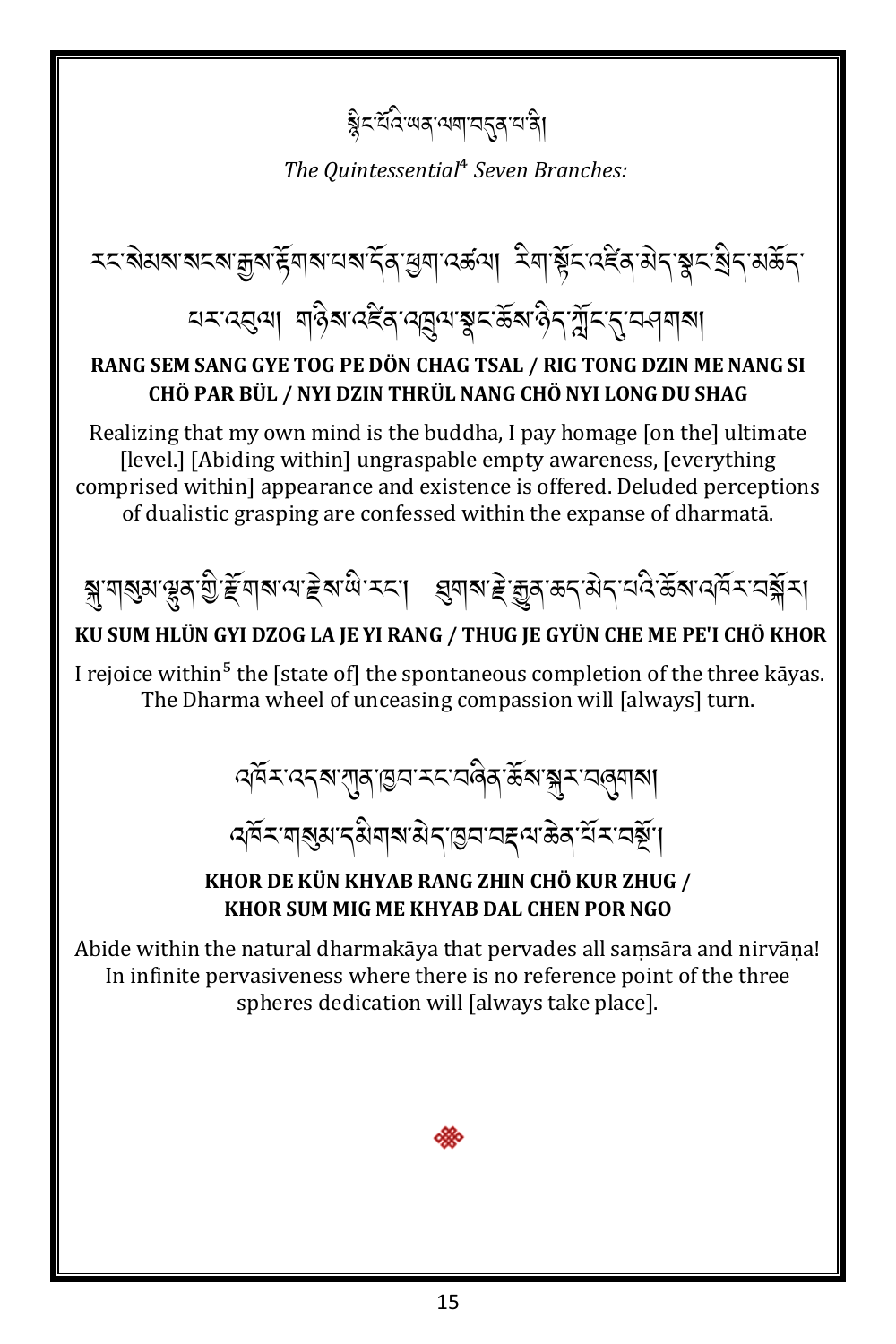སྙིང་པོའི་ཡན་ལག་བདུན་པ་ནི།

*The Quintessential*[4] *Seven Branches:*

རང་སེམས་སངས་རྒྱས་རྟོགས་པས་དོན་ཕྱག་འཚལ། རིག་སྟོང་འཛིན་མེད་སྣང་སྲིད་མཆོད་པར་འབུལ། གཉིས་འཛིན་འཁྲུལ་སྣང་ཆོས་ཉིད་ཀློང་དུ་བཤགས།

**RANG SEM SANG GYE TOG PE DÖN CHAG TSAL / RIG TONG DZIN ME NANG SI CHÖ PAR BÜL / NYI DZIN THRÜL NANG CHÖ NYI LONG DU SHAG**

Realizing that my own mind is the buddha, I pay homage [on the] ultimate [level.] [Abiding within] ungraspable empty awareness, [everything comprised within] appearance and existence is offered. Deluded perceptions of dualistic grasping are confessed within the expanse of dharmatā.

སྐུ་གསུམ་ལྷུན་གྱི་རྫོགས་ལ་རྗེས་ཡི་རང་། ཐུགས་རྗེ་རྒྱུན་ཆད་མེད་པའི་ཆོས་འཁོར་བསྐོར།

**KU SUM HLÜN GYI DZOG LA JE YI RANG / THUG JE GYÜN CHE ME PE'I CHÖ KHOR**

I rejoice within[5] the [state of] the spontaneous completion of the three kāyas. The Dharma wheel of unceasing compassion will [always] turn.

འཁོར་འདས་ཀུན་ཁྱབ་རང་བཞིན་ཆོས་སྐུར་བཞུགས། འཁོར་གསུམ་དམིགས་མེད་ཁྱབ་བདལ་ཆེན་པོར་བསྔོ།

**KHOR DE KÜN KHYAB RANG ZHIN CHÖ KUR ZHUG / KHOR SUM MIG ME KHYAB DAL CHEN POR NGO**

Abide within the natural dharmakāya that pervades all saṃsāra and nirvāṇa! In infinite pervasiveness where there is no reference point of the three spheres dedication will [always take place].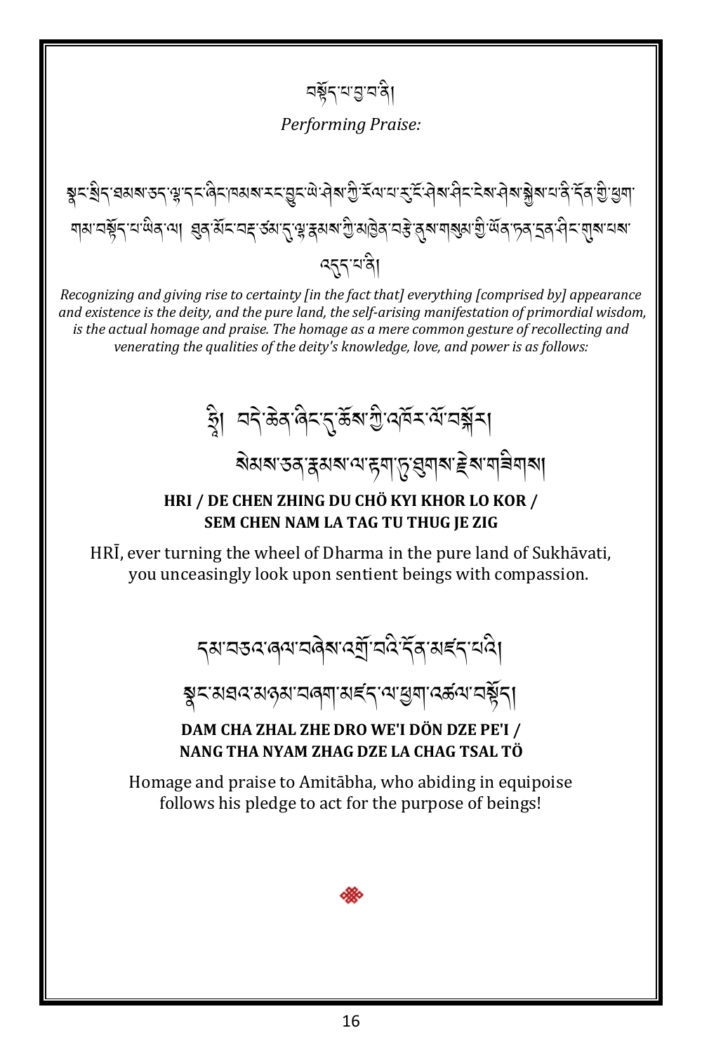བསྟོད་པ་བྱ་བ་ནི།

*Performing Praise:*

སྣང་སྲིད་ཐམས་ཅད་ལྷ་དང་ཞིང་ཁམས་རང་བྱུང་ཡེ་ཤེས་ཀྱི་རོལ་པ་རུ་ངོ་ཤེས་ཤིང་ངེས་ཤེས་སྐྱེས་པ་ནི་དོན་གྱི་ཕྱག་གམ་བསྟོད་པ་ཡིན་ལ། ཐུན་མོང་བརྡ་ཙམ་དུ་ལྷ་རྣམས་ཀྱི་མཁྱེན་བརྩེ་ནུས་གསུམ་གྱི་ཡོན་ཏན་དྲན་ཤིང་གུས་པས་འདུད་པ་ནི།

*Recognizing and giving rise to certainty [in the fact that] everything [comprised by] appearance and existence is the deity, and the pure land, the self-arising manifestation of primordial wisdom, is the actual homage and praise. The homage as a mere common gesture of recollecting and venerating the qualities of the deity's knowledge, love, and power is as follows:*

ཧྲཱི༔ བདེ་ཆེན་ཞིང་དུ་ཆོས་ཀྱི་འཁོར་ལོ་བསྐོར།

སེམས་ཅན་རྣམས་ལ་རྟག་ཏུ་ཐུགས་རྗེས་གཟིགས།

**HRI / DE CHEN ZHING DU CHÖ KYI KHOR LO KOR / SEM CHEN NAM LA TAG TU THUG JE ZIG**

HRĪ, ever turning the wheel of Dharma in the pure land of Sukhāvati, you unceasingly look upon sentient beings with compassion.

དམ་བཅའ་ཞལ་བཞེས་འགྲོ་བའི་དོན་མཛད་པའི།

སྣང་མཐའ་མཉམ་བཞག་མཛད་ལ་ཕྱག་འཚལ་བསྟོད།

**DAM CHA ZHAL ZHE DRO WE'I DÖN DZE PE'I / NANG THA NYAM ZHAG DZE LA CHAG TSAL TÖ**

Homage and praise to Amitābha, who abiding in equipoise follows his pledge to act for the purpose of beings!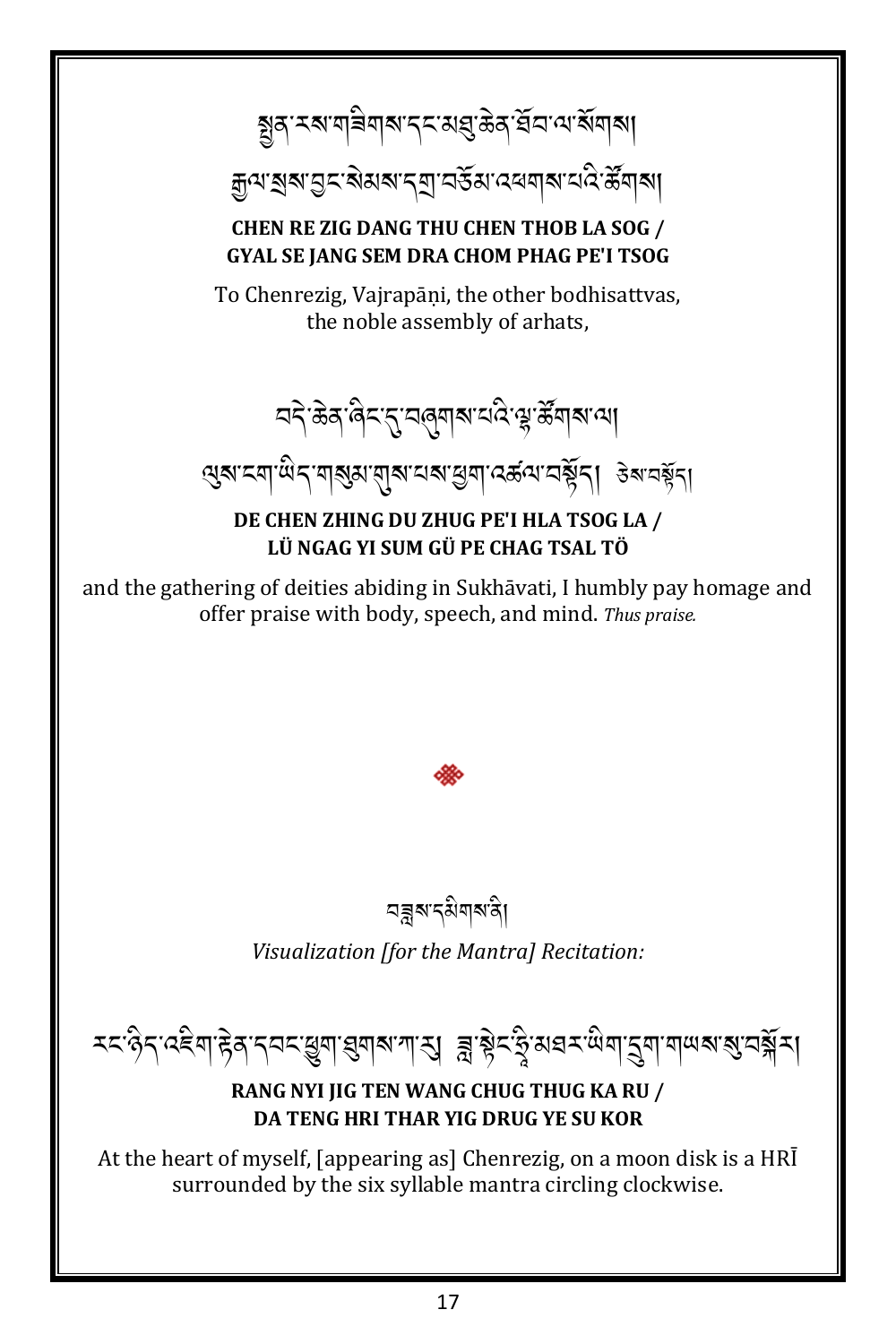སྤྱན་རས་གཟིགས་དང་མཐུ་ཆེན་ཐོབ་ལ་སོགས།
རྒྱལ་སྲས་བྱང་སེམས་དགྲ་བཅོམ་འཕགས་པའི་ཚོགས།

**CHEN RE ZIG DANG THU CHEN THOB LA SOG /**
**GYAL SE JANG SEM DRA CHOM PHAG PE'I TSOG**

To Chenrezig, Vajrapāṇi, the other bodhisattvas,
the noble assembly of arhats,

བདེ་ཆེན་ཞིང་དུ་བཞུགས་པའི་ལྷ་ཚོགས་ལ།
ལུས་ངག་ཡིད་གསུམ་གུས་པས་ཕྱག་འཚལ་བསྟོད། ཅེས་བསྟོད།

**DE CHEN ZHING DU ZHUG PE'I HLA TSOG LA /**
**LÜ NGAG YI SUM GÜ PE CHAG TSAL TÖ**

and the gathering of deities abiding in Sukhāvati, I humbly pay homage and offer praise with body, speech, and mind. *Thus praise.*

བཟླས་དམིགས་ནི།

*Visualization [for the Mantra] Recitation:*

རང་ཉིད་འཇིག་རྟེན་དབང་ཕྱུག་ཐུགས་ཀ་རུ། ཟླ་སྟེང་ཧྲཱིཿམཐར་ཡིག་དྲུག་གཡས་སུ་བསྐོར།

**RANG NYI JIG TEN WANG CHUG THUG KA RU /**
**DA TENG HRI THAR YIG DRUG YE SU KOR**

At the heart of myself, [appearing as] Chenrezig, on a moon disk is a HRĪ surrounded by the six syllable mantra circling clockwise.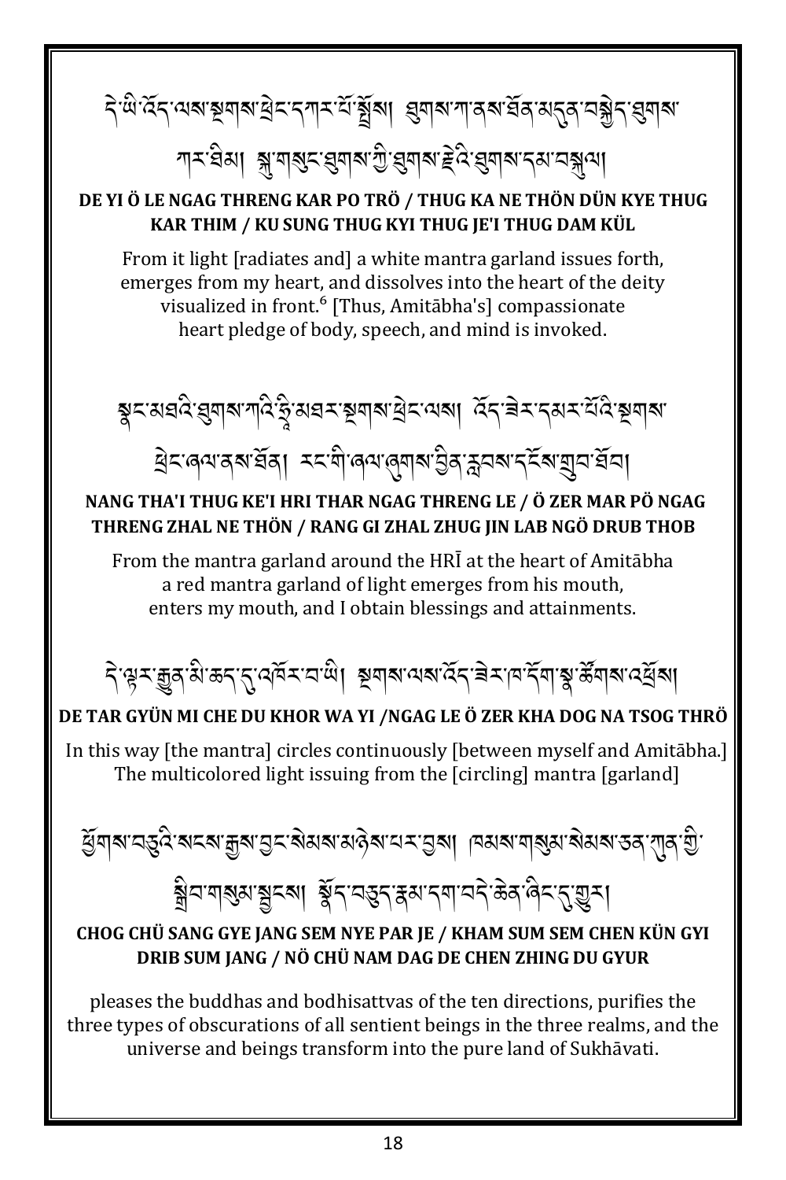དེ་ཡི་འོད་ལས་སྔགས་ཕྲེང་དཀར་པོ་སྤྲོས། ཐུགས་ཀ་ནས་ཐོན་མདུན་བསྐྱེད་ཐུགས་ཀར་ཐིམ། སྐུ་གསུང་ཐུགས་ཀྱི་ཐུགས་རྗེའི་ཐུགས་དམ་བསྐུལ།

**DE YI Ö LE NGAG THRENG KAR PO TRÖ / THUG KA NE THÖN DÜN KYE THUG KAR THIM / KU SUNG THUG KYI THUG JE'I THUG DAM KÜL**

From it light [radiates and] a white mantra garland issues forth, emerges from my heart, and dissolves into the heart of the deity visualized in front.[6] [Thus, Amitābha's] compassionate heart pledge of body, speech, and mind is invoked.

སྣང་མཐའི་ཐུགས་ཀའི་ཧྲཱིཿམཐར་སྔགས་ཕྲེང་ལས། འོད་ཟེར་དམར་པོའི་སྔགས་ཕྲེང་ཞལ་ནས་ཐོན། རང་གི་ཞལ་ཞུགས་བྱིན་རླབས་དངོས་གྲུབ་ཐོབ།

**NANG THA'I THUG KE'I HRI THAR NGAG THRENG LE / Ö ZER MAR PÖ NGAG THRENG ZHAL NE THÖN / RANG GI ZHAL ZHUG JIN LAB NGÖ DRUB THOB**

From the mantra garland around the HRĪ at the heart of Amitābha a red mantra garland of light emerges from his mouth, enters my mouth, and I obtain blessings and attainments.

དེ་ལྟར་རྒྱུན་མི་ཆད་དུ་འཁོར་བ་ཡི། སྔགས་ལས་འོད་ཟེར་ཁ་དོག་སྣ་ཚོགས་འཕྲོས།

**DE TAR GYÜN MI CHE DU KHOR WA YI /NGAG LE Ö ZER KHA DOG NA TSOG THRÖ**

In this way [the mantra] circles continuously [between myself and Amitābha.] The multicolored light issuing from the [circling] mantra [garland]

ཕྱོགས་བཅུའི་སངས་རྒྱས་བྱང་སེམས་མཉེས་པར་བྱས། ཁམས་གསུམ་སེམས་ཅན་ཀུན་གྱི་སྒྲིབ་གསུམ་སྦྱངས། སྣོད་བཅུད་རྣམ་དག་བདེ་ཆེན་ཞིང་དུ་གྱུར།

**CHOG CHÜ SANG GYE JANG SEM NYE PAR JE / KHAM SUM SEM CHEN KÜN GYI DRIB SUM JANG / NÖ CHÜ NAM DAG DE CHEN ZHING DU GYUR**

pleases the buddhas and bodhisattvas of the ten directions, purifies the three types of obscurations of all sentient beings in the three realms, and the universe and beings transform into the pure land of Sukhāvati.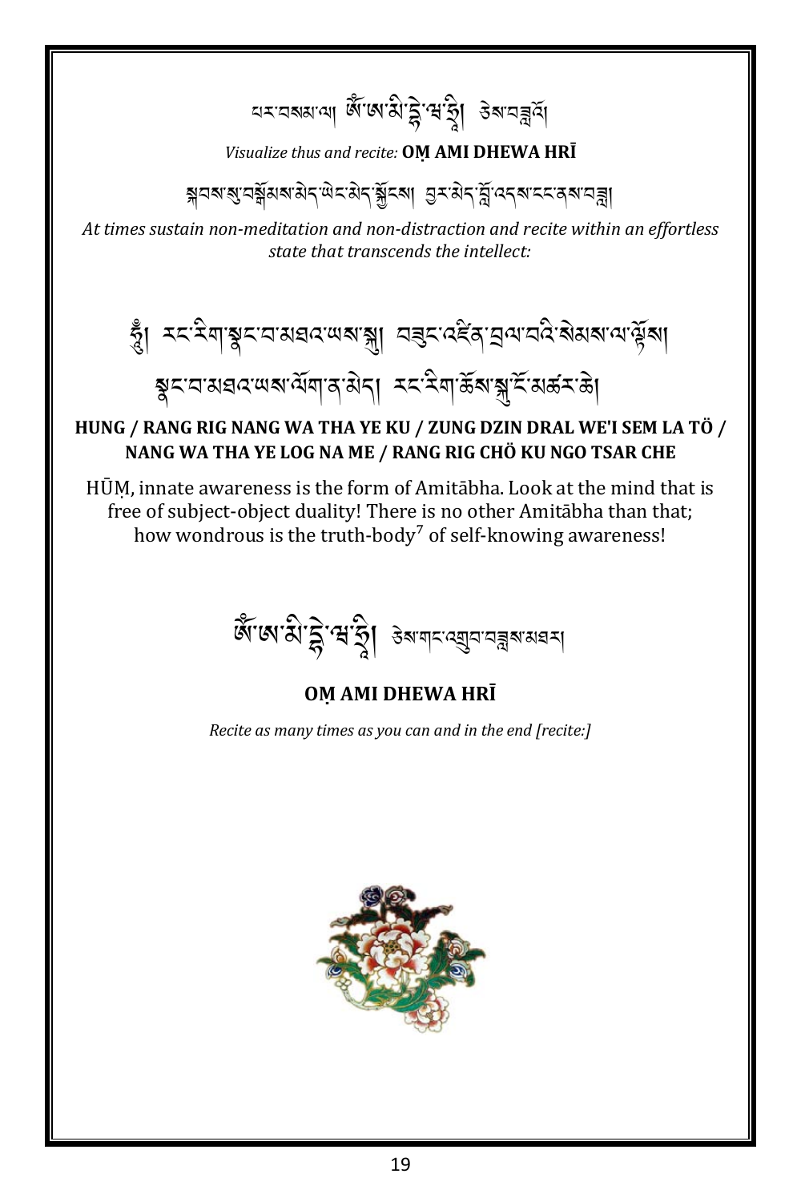པར་བསམ་ལ། ཨོཾ་ཨ་མི་དྷེ་ཝ་ཧྲཱི། ཅེས་བཟླའོ།

*Visualize thus and recite:* **OṂ AMI DHEWA HRĪ**

སྐབས་སུ་བསྒོམས་མེད་ཡེང་མེད་སྐྱོངས། བྱར་མེད་བློ་འདས་ངང་ནས་བཟླ།

*At times sustain non-meditation and non-distraction and recite within an effortless state that transcends the intellect:*

ཧཱུྃ། རང་རིག་སྣང་བ་མཐའ་ཡས་སྐུ། བཟུང་འཛིན་བྲལ་བའི་སེམས་ལ་ལྟོས།
སྣང་བ་མཐའ་ཡས་ལོག་ན་མེད། རང་རིག་ཆོས་སྐུ་ངོ་མཚར་ཆེ།

**HUNG / RANG RIG NANG WA THA YE KU / ZUNG DZIN DRAL WE'I SEM LA TÖ / NANG WA THA YE LOG NA ME / RANG RIG CHÖ KU NGO TSAR CHE**

HŪṂ, innate awareness is the form of Amitābha. Look at the mind that is free of subject-object duality! There is no other Amitābha than that; how wondrous is the truth-body[7] of self-knowing awareness!

ཨོཾ་ཨ་མི་དྷེ་ཝ་ཧྲཱི། ཅེས་གང་འགྲུབ་བཟླས་མཐར།

**OṂ AMI DHEWA HRĪ**

*Recite as many times as you can and in the end [recite:]*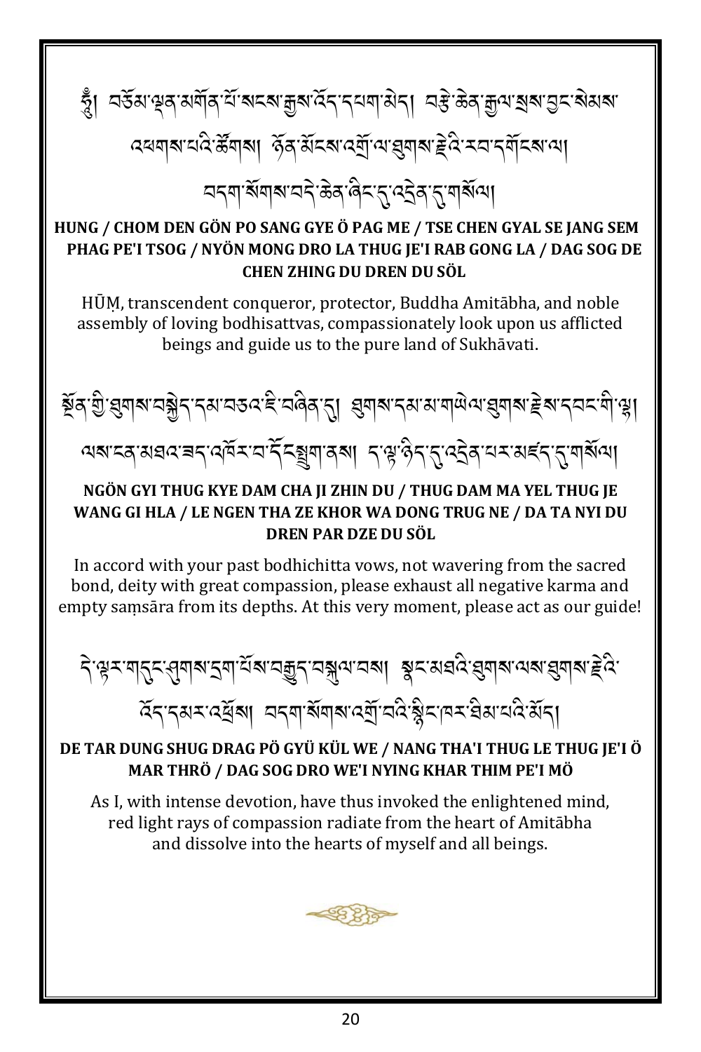ཧཱུྃ། བཅོམ་ལྡན་མགོན་པོ་སངས་རྒྱས་འོད་དཔག་མེད། བརྩེ་ཆེན་རྒྱལ་སྲས་བྱང་སེམས་འཕགས་པའི་ཚོགས། ཉོན་མོངས་འགྲོ་ལ་ཐུགས་རྗེའི་རབ་དགོངས་ལ། བདག་སོགས་བདེ་ཆེན་ཞིང་དུ་འདྲེན་དུ་གསོལ།

**HUNG / CHOM DEN GÖN PO SANG GYE Ö PAG ME / TSE CHEN GYAL SE JANG SEM PHAG PE'I TSOG / NYÖN MONG DRO LA THUG JE'I RAB GONG LA / DAG SOG DE CHEN ZHING DU DREN DU SÖL**

HŪṂ, transcendent conqueror, protector, Buddha Amitābha, and noble assembly of loving bodhisattvas, compassionately look upon us afflicted beings and guide us to the pure land of Sukhāvati.

སྔོན་གྱི་ཐུགས་བསྐྱེད་དམ་བཅའ་ཇི་བཞིན་དུ། ཐུགས་དམ་མ་གཡེལ་ཐུགས་རྗེས་དབང་གི་ལྷ། ལས་ངན་མཐའ་ཟད་འཁོར་བ་དོང་སྤྲུག་ནས། ད་ལྟ་ཉིད་དུ་འདྲེན་པར་མཛད་དུ་གསོལ།

**NGÖN GYI THUG KYE DAM CHA JI ZHIN DU / THUG DAM MA YEL THUG JE WANG GI HLA / LE NGEN THA ZE KHOR WA DONG TRUG NE / DA TA NYI DU DREN PAR DZE DU SÖL**

In accord with your past bodhichitta vows, not wavering from the sacred bond, deity with great compassion, please exhaust all negative karma and empty saṃsāra from its depths. At this very moment, please act as our guide!

དེ་ལྟར་གདུང་ཤུགས་དྲག་པོས་བརྒྱུད་བསྐུལ་བས། སྣང་མཐའི་ཐུགས་ལས་ཐུགས་རྗེའི་འོད་དམར་འཕྲོས། བདག་སོགས་འགྲོ་བའི་སྙིང་ཁར་ཐིམ་པའི་མོད།

**DE TAR DUNG SHUG DRAG PÖ GYÜ KÜL WE / NANG THA'I THUG LE THUG JE'I Ö MAR THRÖ / DAG SOG DRO WE'I NYING KHAR THIM PE'I MÖ**

As I, with intense devotion, have thus invoked the enlightened mind, red light rays of compassion radiate from the heart of Amitābha and dissolve into the hearts of myself and all beings.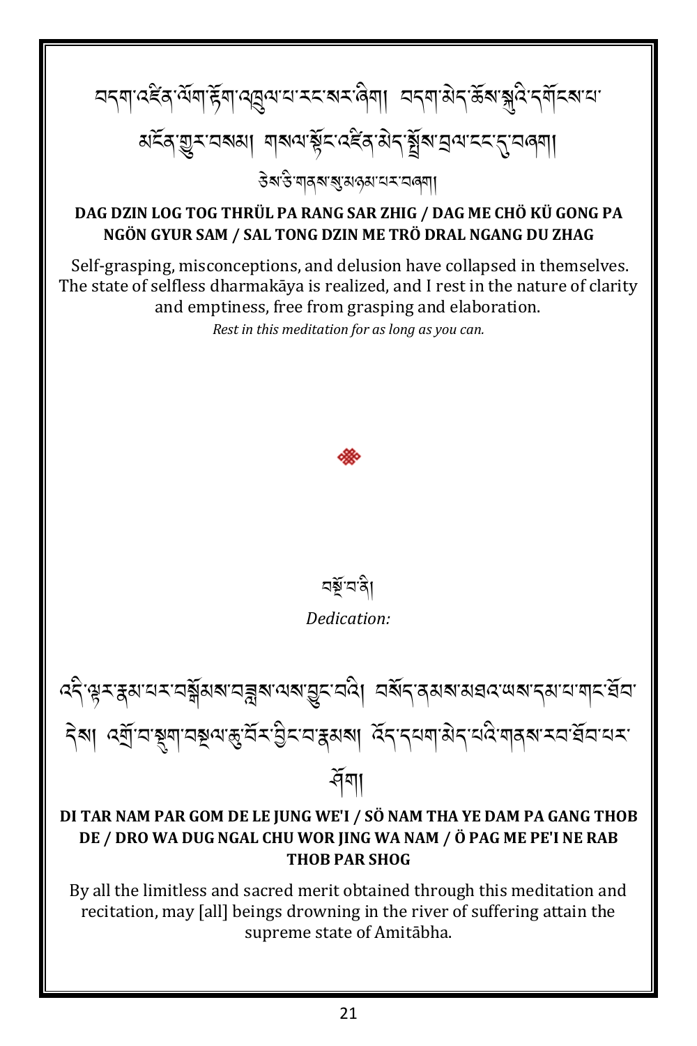བདག་འཛིན་ལོག་རྟོག་འཁྲུལ་པ་རང་སར་ཞིག། བདག་མེད་ཆོས་སྐུའི་དགོངས་པ་མངོན་གྱུར་བསམ། གསལ་སྟོང་འཛིན་མེད་སྤྲོས་བྲལ་ངང་དུ་བཞག།

ཅེས་ཅི་གནས་སུ་མཉམ་པར་བཞག།

**DAG DZIN LOG TOG THRÜL PA RANG SAR ZHIG / DAG ME CHÖ KÜ GONG PA NGÖN GYUR SAM / SAL TONG DZIN ME TRÖ DRAL NGANG DU ZHAG**

Self-grasping, misconceptions, and delusion have collapsed in themselves. The state of selfless dharmakāya is realized, and I rest in the nature of clarity and emptiness, free from grasping and elaboration.

*Rest in this meditation for as long as you can.*

བསྔོ་བ་ནི།

*Dedication:*

འདི་ལྟར་རྣམ་པར་བསྒོམས་བཟླས་ལས་བྱུང་བའི། བསོད་ནམས་མཐའ་ཡས་དམ་པ་གང་ཐོབ་དེས། འགྲོ་བ་སྡུག་བསྔལ་ཆུ་བོར་བྱིང་བ་རྣམས། འོད་དཔག་མེད་པའི་གནས་རབ་ཐོབ་པར་ཤོག།

**DI TAR NAM PAR GOM DE LE JUNG WE'I / SÖ NAM THA YE DAM PA GANG THOB DE / DRO WA DUG NGAL CHU WOR JING WA NAM / Ö PAG ME PE'I NE RAB THOB PAR SHOG**

By all the limitless and sacred merit obtained through this meditation and recitation, may [all] beings drowning in the river of suffering attain the supreme state of Amitābha.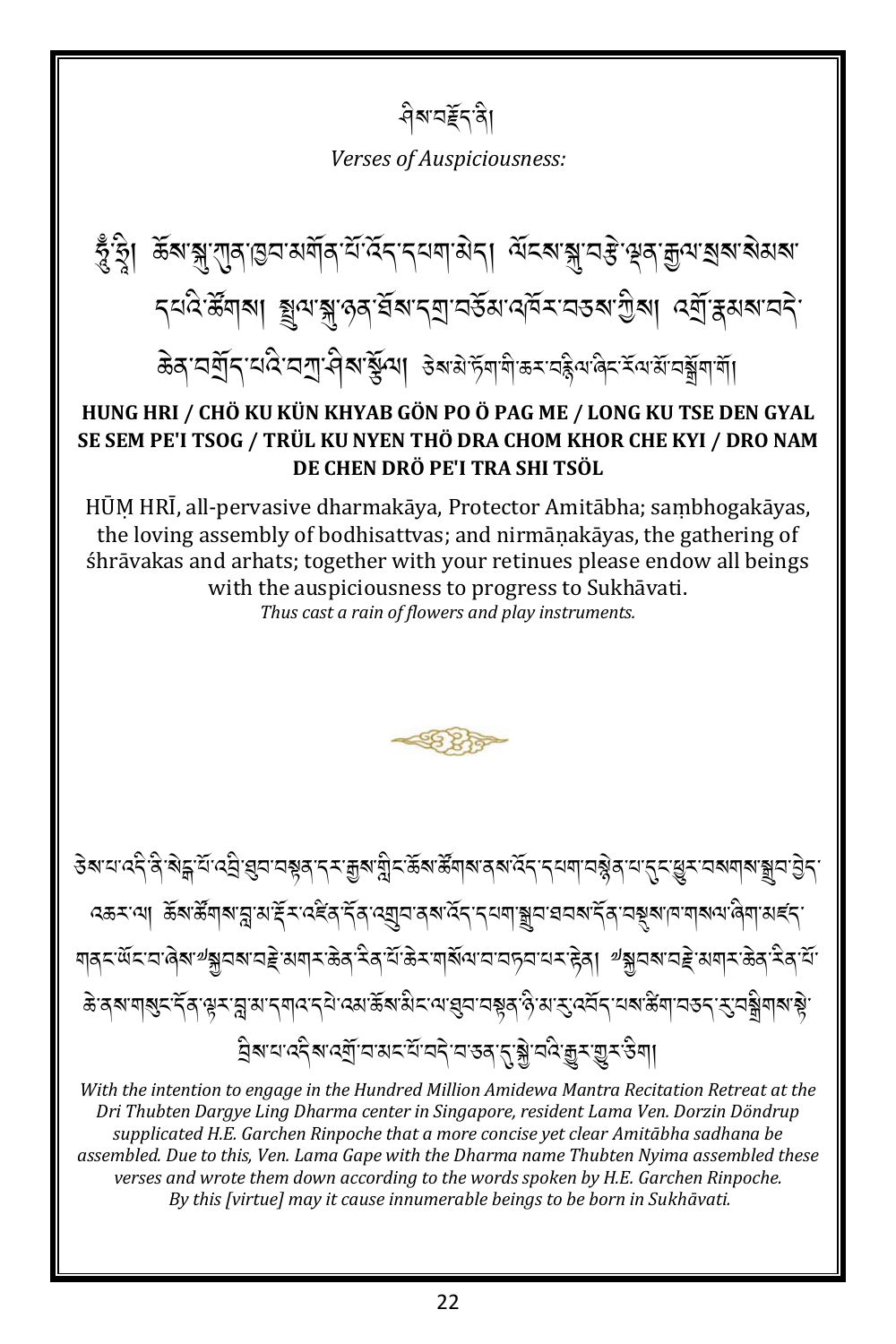ཤིས་བརྗོད་ནི།

*Verses of Auspiciousness:*

ཧཱུྃ་ཧྲཱི། ཆོས་སྐུ་ཀུན་ཁྱབ་མགོན་པོ་འོད་དཔག་མེད། ལོངས་སྐུ་བརྩེ་ལྡན་རྒྱལ་སྲས་སེམས་དཔའི་ཚོགས། སྤྲུལ་སྐུ་ཉན་ཐོས་དགྲ་བཅོམ་འཁོར་བཅས་ཀྱིས། འགྲོ་རྣམས་བདེ་ཆེན་བགྲོད་པའི་བཀྲ་ཤིས་སྩོལ། ཅེས་མེ་ཏོག་གི་ཆར་བཏྲེལ་ཞིང་རོལ་མོ་བསྒྲག་གོ།

**HUNG HRI / CHÖ KU KÜN KHYAB GÖN PO Ö PAG ME / LONG KU TSE DEN GYAL SE SEM PE'I TSOG / TRÜL KU NYEN THÖ DRA CHOM KHOR CHE KYI / DRO NAM DE CHEN DRÖ PE'I TRA SHI TSÖL**

HŪṂ HRĪ, all-pervasive dharmakāya, Protector Amitābha; saṃbhogakāyas, the loving assembly of bodhisattvas; and nirmāṇakāyas, the gathering of śhrāvakas and arhats; together with your retinues please endow all beings with the auspiciousness to progress to Sukhāvati.

*Thus cast a rain of flowers and play instruments.*

ཅེས་པ་འདི་ནི་སེང་ག་པོ་འབྲི་ཐུབ་བསྟན་དར་རྒྱས་གླིང་ཆོས་ཚོགས་ནས་འོད་དཔག་བསྙེན་པ་དུང་ཕྱུར་བསགས་སྒྲུབ་བྱེད་འཆར་ལ། ཆོས་ཚོགས་བླ་མ་རྡོར་འཛིན་དོན་འགྲུབ་ནས་འོད་དཔག་སྒྲུབ་ཐབས་དོན་བསྡུས་ཁ་གསལ་ཞིག་མཛད་གནང་ཡོང་བ་ཞེས་༸སྐྱབས་བརྗེ་མགར་ཆེན་རིན་པོ་ཆེར་གསོལ་བ་བཏབ་པར་རྟེན། ༸སྐྱབས་བརྗེ་མགར་ཆེན་རིན་པོ་ཆེ་ནས་གསུང་དོན་ལྟར་བླ་མ་དགའ་དཔེ་འམ་ཆོས་མིང་ལ་ཐུབ་བསྟན་ཉི་མ་རུ་འབོད་པས་ཚིག་བཅད་རུ་བསྒྲིགས་སྟེ་བྲིས་པ་འདིས་འགྲོ་བ་མང་པོ་བདེ་བ་ཅན་དུ་སྐྱེ་བའི་རྒྱུར་གྱུར་ཅིག།

*With the intention to engage in the Hundred Million Amidewa Mantra Recitation Retreat at the Dri Thubten Dargye Ling Dharma center in Singapore, resident Lama Ven. Dorzin Döndrup supplicated H.E. Garchen Rinpoche that a more concise yet clear Amitābha sadhana be assembled. Due to this, Ven. Lama Gape with the Dharma name Thubten Nyima assembled these verses and wrote them down according to the words spoken by H.E. Garchen Rinpoche. By this [virtue] may it cause innumerable beings to be born in Sukhāvati.*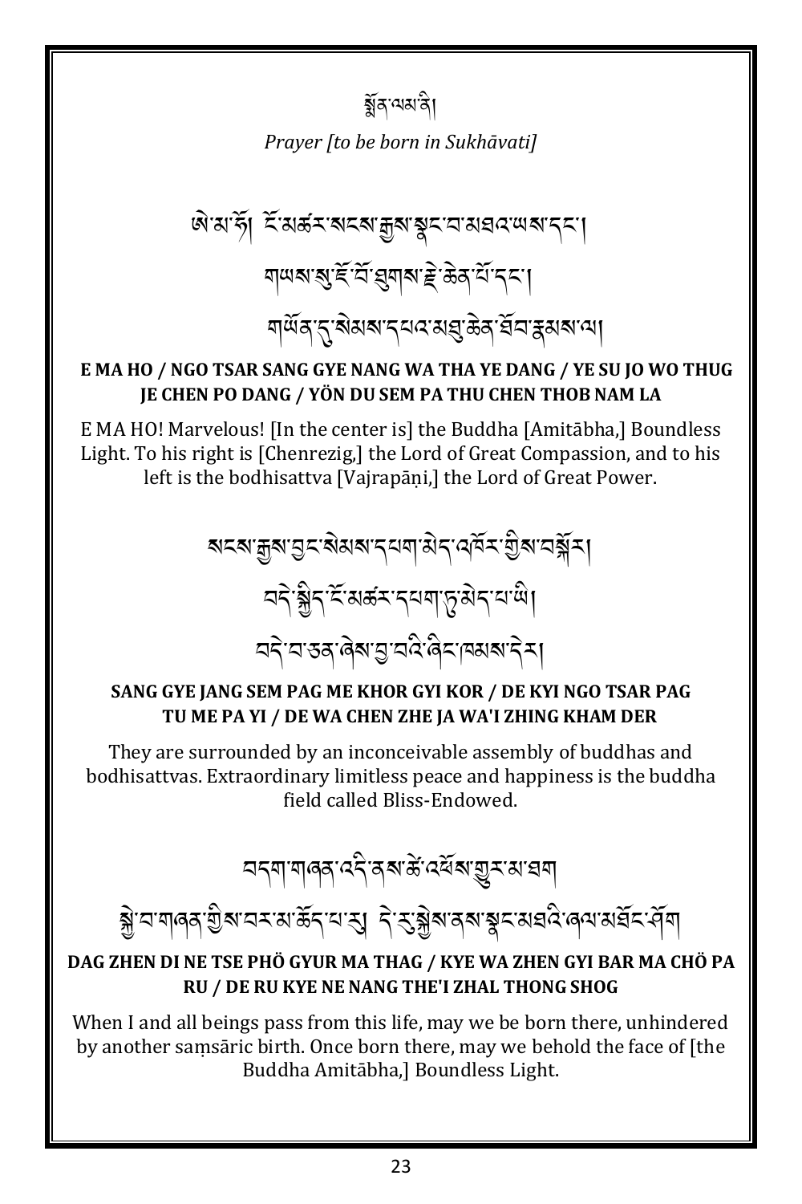# སྨོན་ལམ་ནི།

*Prayer [to be born in Sukhāvati]*

ཨེ་མ་ཧོ། ངོ་མཚར་སངས་རྒྱས་སྣང་བ་མཐའ་ཡས་དང་།
གཡས་སུ་ཇོ་བོ་ཐུགས་རྗེ་ཆེན་པོ་དང་།
གཡོན་དུ་སེམས་དཔའ་མཐུ་ཆེན་ཐོབ་རྣམས་ལ།

**E MA HO / NGO TSAR SANG GYE NANG WA THA YE DANG / YE SU JO WO THUG JE CHEN PO DANG / YÖN DU SEM PA THU CHEN THOB NAM LA**

E MA HO! Marvelous! [In the center is] the Buddha [Amitābha,] Boundless Light. To his right is [Chenrezig,] the Lord of Great Compassion, and to his left is the bodhisattva [Vajrapāṇi,] the Lord of Great Power.

སངས་རྒྱས་བྱང་སེམས་དཔག་མེད་འཁོར་གྱིས་བསྐོར།
བདེ་སྐྱིད་ངོ་མཚར་དཔག་ཏུ་མེད་པ་ཡི།
བདེ་བ་ཅན་ཞེས་བྱ་བའི་ཞིང་ཁམས་དེར།

**SANG GYE JANG SEM PAG ME KHOR GYI KOR / DE KYI NGO TSAR PAG TU ME PA YI / DE WA CHEN ZHE JA WA'I ZHING KHAM DER**

They are surrounded by an inconceivable assembly of buddhas and bodhisattvas. Extraordinary limitless peace and happiness is the buddha field called Bliss-Endowed.

བདག་གཞན་འདི་ནས་ཚེ་འཕོས་གྱུར་མ་ཐག
སྐྱེ་བ་གཞན་གྱིས་བར་མ་ཆོད་པ་རུ། དེ་རུ་སྐྱེས་ནས་སྣང་མཐའི་ཞལ་མཐོང་ཤོག

**DAG ZHEN DI NE TSE PHÖ GYUR MA THAG / KYE WA ZHEN GYI BAR MA CHÖ PA RU / DE RU KYE NE NANG THE'I ZHAL THONG SHOG**

When I and all beings pass from this life, may we be born there, unhindered by another saṃsāric birth. Once born there, may we behold the face of [the Buddha Amitābha,] Boundless Light.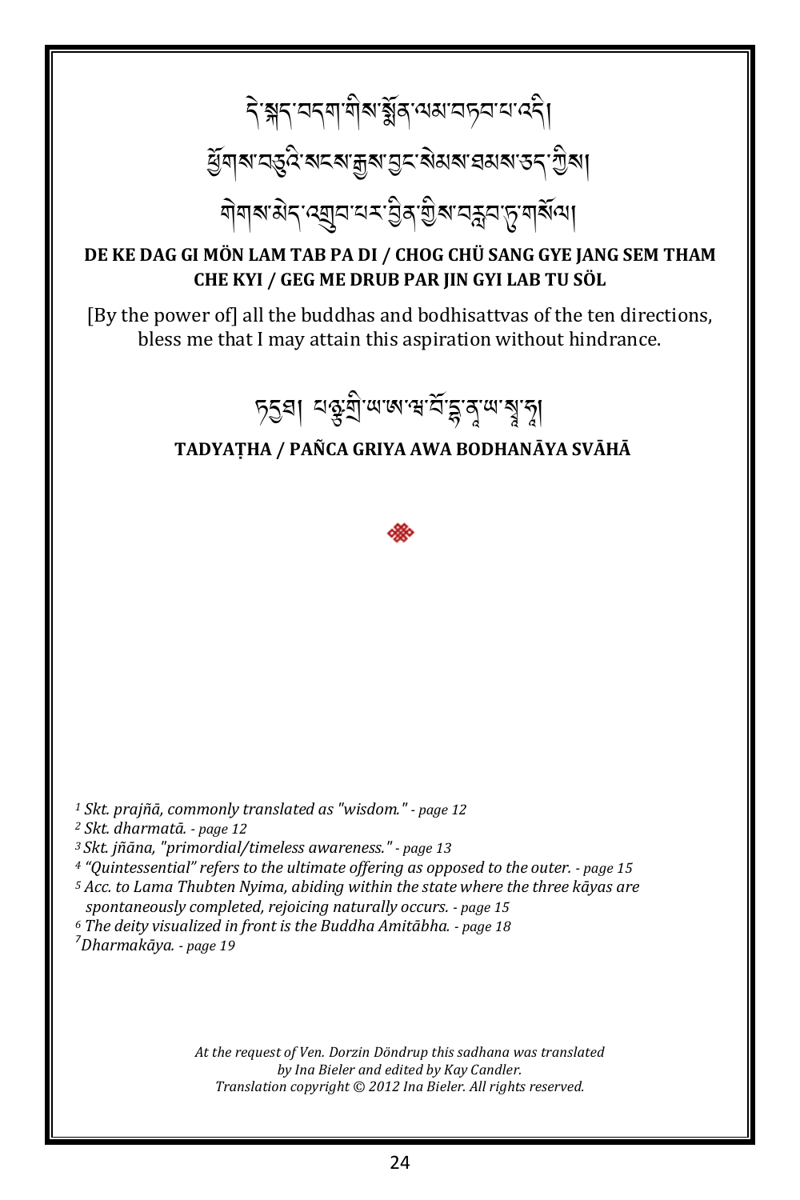དེ་སྐད་བདག་གིས་སྨོན་ལམ་བཏབ་པ་འདི། །
ཕྱོགས་བཅུའི་སངས་རྒྱས་བྱང་སེམས་ཐམས་ཅད་ཀྱིས། །
གེགས་མེད་འགྲུབ་པར་བྱིན་གྱིས་བརླབ་ཏུ་གསོལ། །

**DE KE DAG GI MÖN LAM TAB PA DI / CHOG CHÜ SANG GYE JANG SEM THAM CHE KYI / GEG ME DRUB PAR JIN GYI LAB TU SÖL**

[By the power of] all the buddhas and bodhisattvas of the ten directions, bless me that I may attain this aspiration without hindrance.

ཏདྱཐཱ། པཉྩ་གྲི་ཡ་ཨ་ཝ་བོ་དྷ་ནཱ་ཡ་སྭཱ་ཧཱ།

**TADYAṬHA / PAÑCA GRIYA AWA BODHANĀYA SVĀHĀ**

❖

*[1] Skt. prajñā, commonly translated as "wisdom." - page 12*
*[2] Skt. dharmatā. - page 12*
*[3] Skt. jñāna, "primordial/timeless awareness." - page 13*
*[4] "Quintessential" refers to the ultimate offering as opposed to the outer. - page 15*
*[5] Acc. to Lama Thubten Nyima, abiding within the state where the three kāyas are spontaneously completed, rejoicing naturally occurs. - page 15*
*[6] The deity visualized in front is the Buddha Amitābha. - page 18*
*[7] Dharmakāya. - page 19*

*At the request of Ven. Dorzin Döndrup this sadhana was translated by Ina Bieler and edited by Kay Candler.*
*Translation copyright © 2012 Ina Bieler. All rights reserved.*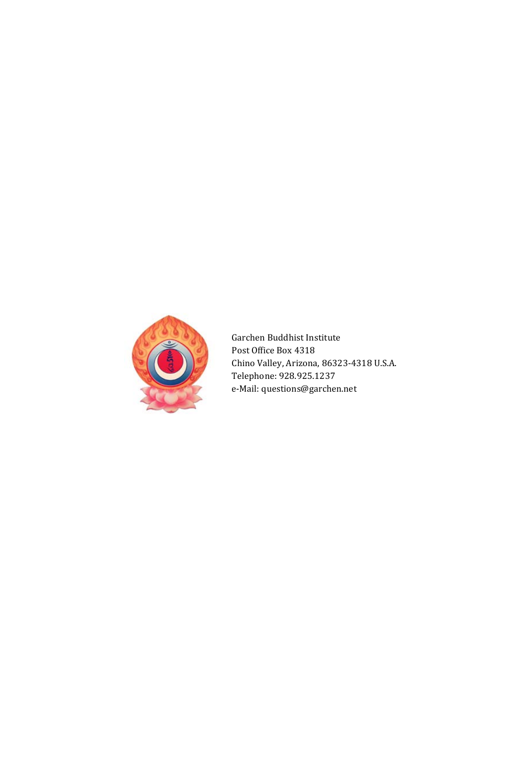Garchen Buddhist Institute
Post Office Box 4318
Chino Valley, Arizona, 86323-4318 U.S.A.
Telephone: 928.925.1237
e-Mail: questions@garchen.net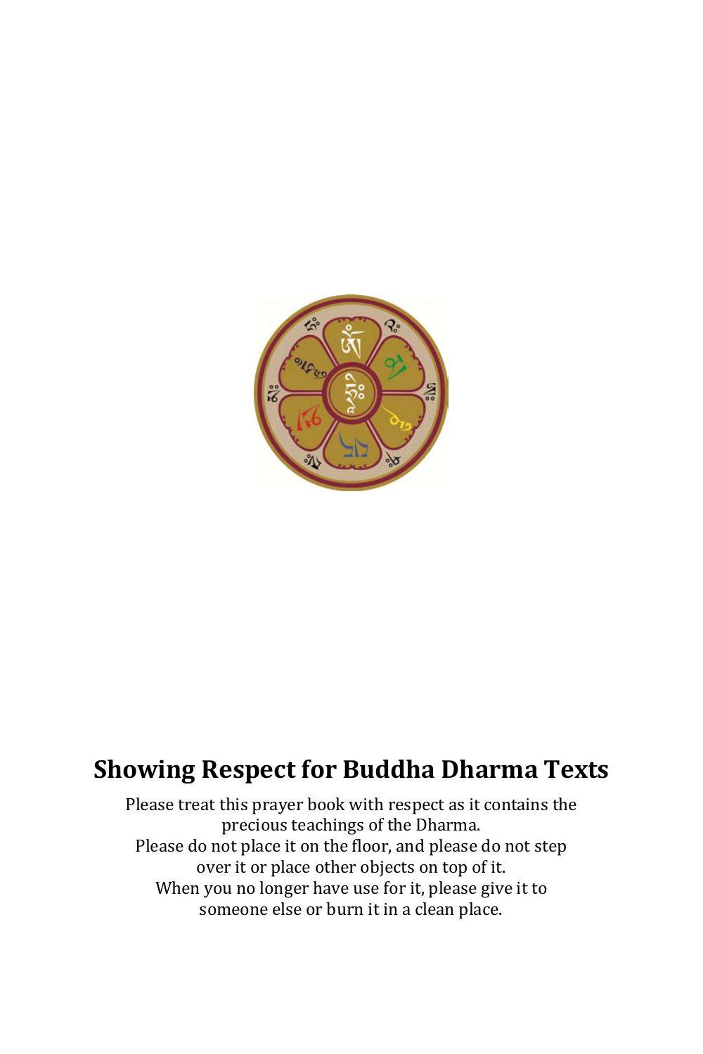## Showing Respect for Buddha Dharma Texts

Please treat this prayer book with respect as it contains the precious teachings of the Dharma.
Please do not place it on the floor, and please do not step over it or place other objects on top of it.
When you no longer have use for it, please give it to someone else or burn it in a clean place.